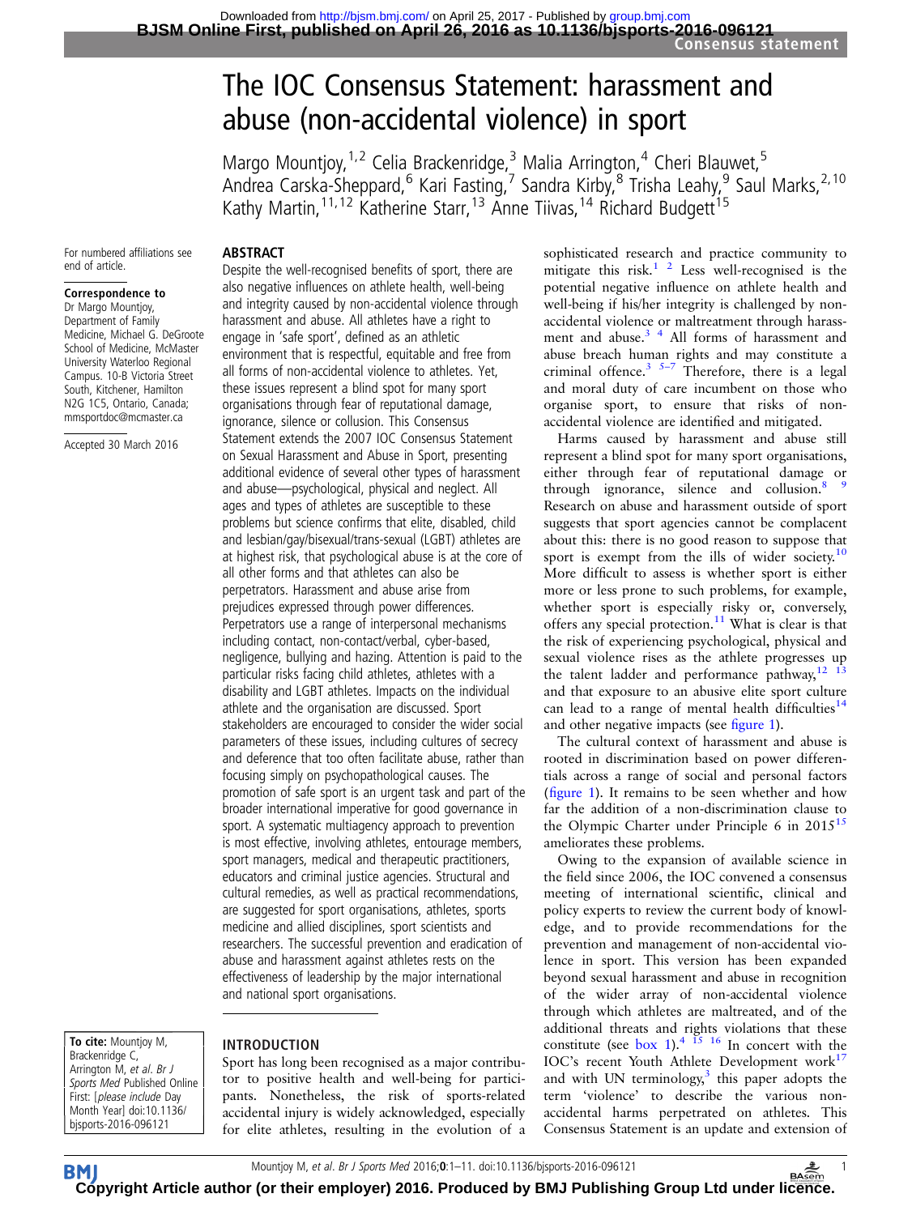# The IOC Consensus Statement: harassment and abuse (non-accidental violence) in sport

Margo Mountjoy,[1,2] Celia Brackenridge,[3] Malia Arrington,[4] Cheri Blauwet,[5] Andrea Carska-Sheppard,[6] Kari Fasting,[7] Sandra Kirby,[8] Trisha Leahy,[9] Saul Marks,[2,10] Kathy Martin,[11,12] Katherine Starr,[13] Anne Tiivas,[14] Richard Budgett[15]

For numbered affiliations see end of article.

**Correspondence to**
Dr Margo Mountjoy, Department of Family Medicine, Michael G. DeGroote School of Medicine, McMaster University Waterloo Regional Campus. 10-B Victoria Street South, Kitchener, Hamilton N2G 1C5, Ontario, Canada; mmsportdoc@mcmaster.ca

Accepted 30 March 2016

**To cite:** Mountjoy M, Brackenridge C, Arrington M, *et al*. *Br J Sports Med* Published Online First: [*please include* Day Month Year] doi:10.1136/bjsports-2016-096121

## ABSTRACT

Despite the well-recognised benefits of sport, there are also negative influences on athlete health, well-being and integrity caused by non-accidental violence through harassment and abuse. All athletes have a right to engage in 'safe sport', defined as an athletic environment that is respectful, equitable and free from all forms of non-accidental violence to athletes. Yet, these issues represent a blind spot for many sport organisations through fear of reputational damage, ignorance, silence or collusion. This Consensus Statement extends the 2007 IOC Consensus Statement on Sexual Harassment and Abuse in Sport, presenting additional evidence of several other types of harassment and abuse—psychological, physical and neglect. All ages and types of athletes are susceptible to these problems but science confirms that elite, disabled, child and lesbian/gay/bisexual/trans-sexual (LGBT) athletes are at highest risk, that psychological abuse is at the core of all other forms and that athletes can also be perpetrators. Harassment and abuse arise from prejudices expressed through power differences. Perpetrators use a range of interpersonal mechanisms including contact, non-contact/verbal, cyber-based, negligence, bullying and hazing. Attention is paid to the particular risks facing child athletes, athletes with a disability and LGBT athletes. Impacts on the individual athlete and the organisation are discussed. Sport stakeholders are encouraged to consider the wider social parameters of these issues, including cultures of secrecy and deference that too often facilitate abuse, rather than focusing simply on psychopathological causes. The promotion of safe sport is an urgent task and part of the broader international imperative for good governance in sport. A systematic multiagency approach to prevention is most effective, involving athletes, entourage members, sport managers, medical and therapeutic practitioners, educators and criminal justice agencies. Structural and cultural remedies, as well as practical recommendations, are suggested for sport organisations, athletes, sports medicine and allied disciplines, sport scientists and researchers. The successful prevention and eradication of abuse and harassment against athletes rests on the effectiveness of leadership by the major international and national sport organisations.

## INTRODUCTION

Sport has long been recognised as a major contributor to positive health and well-being for participants. Nonetheless, the risk of sports-related accidental injury is widely acknowledged, especially for elite athletes, resulting in the evolution of a sophisticated research and practice community to mitigate this risk.[1,2] Less well-recognised is the potential negative influence on athlete health and well-being if his/her integrity is challenged by non-accidental violence or maltreatment through harassment and abuse.[3,4] All forms of harassment and abuse breach human rights and may constitute a criminal offence.[3,5–7] Therefore, there is a legal and moral duty of care incumbent on those who organise sport, to ensure that risks of non-accidental violence are identified and mitigated.

Harms caused by harassment and abuse still represent a blind spot for many sport organisations, either through fear of reputational damage or through ignorance, silence and collusion.[8,9] Research on abuse and harassment outside of sport suggests that sport agencies cannot be complacent about this: there is no good reason to suppose that sport is exempt from the ills of wider society.[10] More difficult to assess is whether sport is either more or less prone to such problems, for example, whether sport is especially risky or, conversely, offers any special protection.[11] What is clear is that the risk of experiencing psychological, physical and sexual violence rises as the athlete progresses up the talent ladder and performance pathway,[12,13] and that exposure to an abusive elite sport culture can lead to a range of mental health difficulties[14] and other negative impacts (see figure 1).

The cultural context of harassment and abuse is rooted in discrimination based on power differentials across a range of social and personal factors (figure 1). It remains to be seen whether and how far the addition of a non-discrimination clause to the Olympic Charter under Principle 6 in 2015[15] ameliorates these problems.

Owing to the expansion of available science in the field since 2006, the IOC convened a consensus meeting of international scientific, clinical and policy experts to review the current body of knowledge, and to provide recommendations for the prevention and management of non-accidental violence in sport. This version has been expanded beyond sexual harassment and abuse in recognition of the wider array of non-accidental violence through which athletes are maltreated, and of the additional threats and rights violations that these constitute (see box 1).[4,15,16] In concert with the IOC's recent Youth Athlete Development work[17] and with UN terminology,[3] this paper adopts the term 'violence' to describe the various non-accidental harms perpetrated on athletes. This Consensus Statement is an update and extension of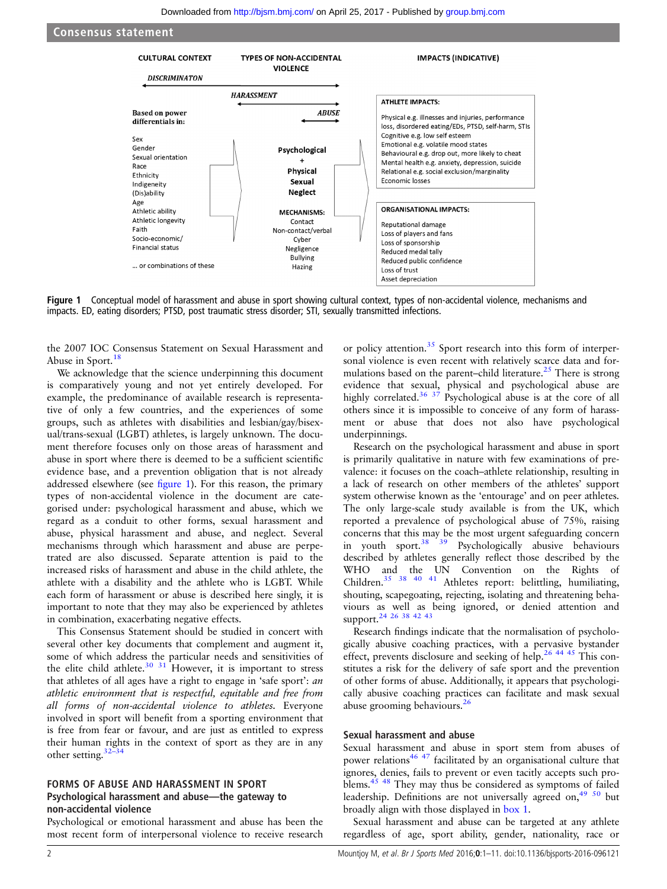CULTURAL CONTEXT

DISCRIMINATON

Based on power differentials in:

Sex
Gender
Sexual orientation
Race
Ethnicity
Indigeneity
(Dis)ability
Age
Athletic ability
Athletic longevity
Faith
Socio-economic/ Financial status

… or combinations of these

TYPES OF NON-ACCIDENTAL VIOLENCE

HARASSMENT

ABUSE

Psychological
+
Physical
Sexual
Neglect

MECHANISMS:
Contact
Non-contact/verbal
Cyber
Negligence
Bullying
Hazing

IMPACTS (INDICATIVE)

ATHLETE IMPACTS:

Physical e.g. illnesses and injuries, performance loss, disordered eating/EDs, PTSD, self-harm, STIs
Cognitive e.g. low self esteem
Emotional e.g. volatile mood states
Behavioural e.g. drop out, more likely to cheat
Mental health e.g. anxiety, depression, suicide
Relational e.g. social exclusion/marginality
Economic losses

ORGANISATIONAL IMPACTS:

Reputational damage
Loss of players and fans
Loss of sponsorship
Reduced medal tally
Reduced public confidence
Loss of trust
Asset depreciation

**Figure 1** Conceptual model of harassment and abuse in sport showing cultural context, types of non-accidental violence, mechanisms and impacts. ED, eating disorders; PTSD, post traumatic stress disorder; STI, sexually transmitted infections.

the 2007 IOC Consensus Statement on Sexual Harassment and Abuse in Sport.[18]

We acknowledge that the science underpinning this document is comparatively young and not yet entirely developed. For example, the predominance of available research is representative of only a few countries, and the experiences of some groups, such as athletes with disabilities and lesbian/gay/bisexual/trans-sexual (LGBT) athletes, is largely unknown. The document therefore focuses only on those areas of harassment and abuse in sport where there is deemed to be a sufficient scientific evidence base, and a prevention obligation that is not already addressed elsewhere (see figure 1). For this reason, the primary types of non-accidental violence in the document are categorised under: psychological harassment and abuse, which we regard as a conduit to other forms, sexual harassment and abuse, physical harassment and abuse, and neglect. Several mechanisms through which harassment and abuse are perpetrated are also discussed. Separate attention is paid to the increased risks of harassment and abuse in the child athlete, the athlete with a disability and the athlete who is LGBT. While each form of harassment or abuse is described here singly, it is important to note that they may also be experienced by athletes in combination, exacerbating negative effects.

This Consensus Statement should be studied in concert with several other key documents that complement and augment it, some of which address the particular needs and sensitivities of the elite child athlete.[30 31] However, it is important to stress that athletes of all ages have a right to engage in 'safe sport': *an athletic environment that is respectful, equitable and free from all forms of non-accidental violence to athletes.* Everyone involved in sport will benefit from a sporting environment that is free from fear or favour, and are just as entitled to express their human rights in the context of sport as they are in any other setting.[32–34]

## FORMS OF ABUSE AND HARASSMENT IN SPORT

### Psychological harassment and abuse—the gateway to non-accidental violence

Psychological or emotional harassment and abuse has been the most recent form of interpersonal violence to receive research or policy attention.[35] Sport research into this form of interpersonal violence is even recent with relatively scarce data and formulations based on the parent–child literature.[25] There is strong evidence that sexual, physical and psychological abuse are highly correlated.[36 37] Psychological abuse is at the core of all others since it is impossible to conceive of any form of harassment or abuse that does not also have psychological underpinnings.

Research on the psychological harassment and abuse in sport is primarily qualitative in nature with few examinations of prevalence: it focuses on the coach–athlete relationship, resulting in a lack of research on other members of the athletes' support system otherwise known as the 'entourage' and on peer athletes. The only large-scale study available is from the UK, which reported a prevalence of psychological abuse of 75%, raising concerns that this may be the most urgent safeguarding concern in youth sport.[38 39] Psychologically abusive behaviours described by athletes generally reflect those described by the WHO and the UN Convention on the Rights of Children.[35 38 40 41] Athletes report: belittling, humiliating, shouting, scapegoating, rejecting, isolating and threatening behaviours as well as being ignored, or denied attention and support.[24 26 38 42 43]

Research findings indicate that the normalisation of psychologically abusive coaching practices, with a pervasive bystander effect, prevents disclosure and seeking of help.[26 44 45] This constitutes a risk for the delivery of safe sport and the prevention of other forms of abuse. Additionally, it appears that psychologically abusive coaching practices can facilitate and mask sexual abuse grooming behaviours.[26]

### Sexual harassment and abuse

Sexual harassment and abuse in sport stem from abuses of power relations[46 47] facilitated by an organisational culture that ignores, denies, fails to prevent or even tacitly accepts such problems.[45 48] They may thus be considered as symptoms of failed leadership. Definitions are not universally agreed on,[49 50] but broadly align with those displayed in box 1.

Sexual harassment and abuse can be targeted at any athlete regardless of age, sport ability, gender, nationality, race or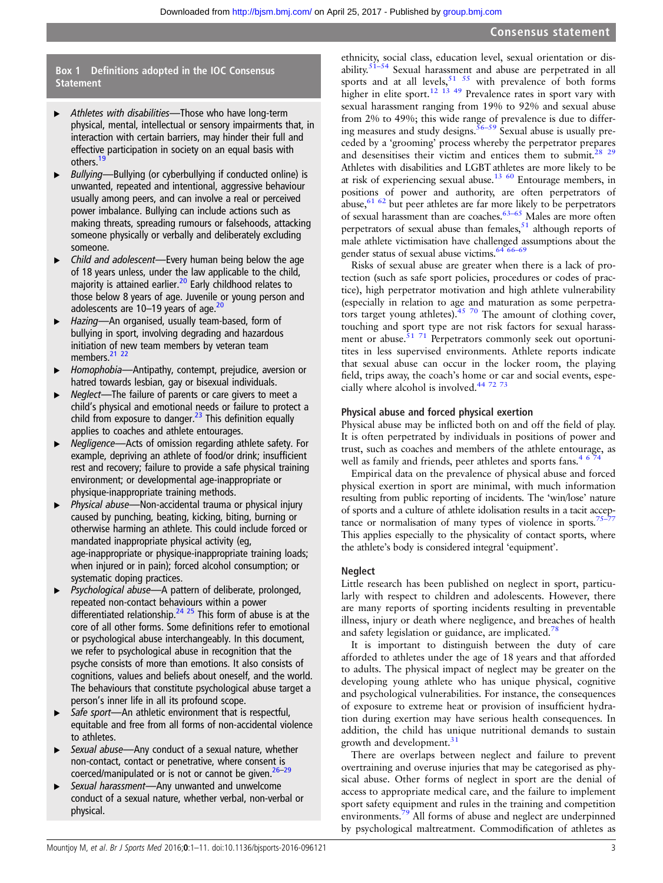### Box 1 Definitions adopted in the IOC Consensus Statement

- *Athletes with disabilities*—Those who have long-term physical, mental, intellectual or sensory impairments that, in interaction with certain barriers, may hinder their full and effective participation in society on an equal basis with others.[19]
- *Bullying*—Bullying (or cyberbullying if conducted online) is unwanted, repeated and intentional, aggressive behaviour usually among peers, and can involve a real or perceived power imbalance. Bullying can include actions such as making threats, spreading rumours or falsehoods, attacking someone physically or verbally and deliberately excluding someone.
- *Child and adolescent*—Every human being below the age of 18 years unless, under the law applicable to the child, majority is attained earlier.[20] Early childhood relates to those below 8 years of age. Juvenile or young person and adolescents are 10–19 years of age.[20]
- *Hazing*—An organised, usually team-based, form of bullying in sport, involving degrading and hazardous initiation of new team members by veteran team members.[21 22]
- *Homophobia*—Antipathy, contempt, prejudice, aversion or hatred towards lesbian, gay or bisexual individuals.
- *Neglect*—The failure of parents or care givers to meet a child's physical and emotional needs or failure to protect a child from exposure to danger.[23] This definition equally applies to coaches and athlete entourages.
- *Negligence*—Acts of omission regarding athlete safety. For example, depriving an athlete of food/or drink; insufficient rest and recovery; failure to provide a safe physical training environment; or developmental age-inappropriate or physique-inappropriate training methods.
- *Physical abuse*—Non-accidental trauma or physical injury caused by punching, beating, kicking, biting, burning or otherwise harming an athlete. This could include forced or mandated inappropriate physical activity (eg, age-inappropriate or physique-inappropriate training loads; when injured or in pain); forced alcohol consumption; or systematic doping practices.
- *Psychological abuse*—A pattern of deliberate, prolonged, repeated non-contact behaviours within a power differentiated relationship.[24 25] This form of abuse is at the core of all other forms. Some definitions refer to emotional or psychological abuse interchangeably. In this document, we refer to psychological abuse in recognition that the psyche consists of more than emotions. It also consists of cognitions, values and beliefs about oneself, and the world. The behaviours that constitute psychological abuse target a person's inner life in all its profound scope.
- *Safe sport*—An athletic environment that is respectful, equitable and free from all forms of non-accidental violence to athletes.
- *Sexual abuse*—Any conduct of a sexual nature, whether non-contact, contact or penetrative, where consent is coerced/manipulated or is not or cannot be given.[26–29]
- *Sexual harassment*—Any unwanted and unwelcome conduct of a sexual nature, whether verbal, non-verbal or physical.

ethnicity, social class, education level, sexual orientation or disability.[51–54] Sexual harassment and abuse are perpetrated in all sports and at all levels,[51 55] with prevalence of both forms higher in elite sport.[12 13 49] Prevalence rates in sport vary with sexual harassment ranging from 19% to 92% and sexual abuse from 2% to 49%; this wide range of prevalence is due to differing measures and study designs.[56–59] Sexual abuse is usually preceded by a 'grooming' process whereby the perpetrator prepares and desensitises their victim and entices them to submit.[28 29] Athletes with disabilities and LGBT athletes are more likely to be at risk of experiencing sexual abuse.[13 60] Entourage members, in positions of power and authority, are often perpetrators of abuse,[61 62] but peer athletes are far more likely to be perpetrators of sexual harassment than are coaches.[63–65] Males are more often perpetrators of sexual abuse than females,[51] although reports of male athlete victimisation have challenged assumptions about the gender status of sexual abuse victims.[64 66–69]

Risks of sexual abuse are greater when there is a lack of protection (such as safe sport policies, procedures or codes of practice), high perpetrator motivation and high athlete vulnerability (especially in relation to age and maturation as some perpetrators target young athletes).[45 70] The amount of clothing cover, touching and sport type are not risk factors for sexual harassment or abuse.[51 71] Perpetrators commonly seek out oportunities in less supervised environments. Athlete reports indicate that sexual abuse can occur in the locker room, the playing field, trips away, the coach's home or car and social events, especially where alcohol is involved.[44 72 73]

### Physical abuse and forced physical exertion

Physical abuse may be inflicted both on and off the field of play. It is often perpetrated by individuals in positions of power and trust, such as coaches and members of the athlete entourage, as well as family and friends, peer athletes and sports fans.[4 6 74]

Empirical data on the prevalence of physical abuse and forced physical exertion in sport are minimal, with much information resulting from public reporting of incidents. The 'win/lose' nature of sports and a culture of athlete idolisation results in a tacit acceptance or normalisation of many types of violence in sports.[75–77] This applies especially to the physicality of contact sports, where the athlete's body is considered integral 'equipment'.

### Neglect

Little research has been published on neglect in sport, particularly with respect to children and adolescents. However, there are many reports of sporting incidents resulting in preventable illness, injury or death where negligence, and breaches of health and safety legislation or guidance, are implicated.[78]

It is important to distinguish between the duty of care afforded to athletes under the age of 18 years and that afforded to adults. The physical impact of neglect may be greater on the developing young athlete who has unique physical, cognitive and psychological vulnerabilities. For instance, the consequences of exposure to extreme heat or provision of insufficient hydration during exertion may have serious health consequences. In addition, the child has unique nutritional demands to sustain growth and development.[31]

There are overlaps between neglect and failure to prevent overtraining and overuse injuries that may be categorised as physical abuse. Other forms of neglect in sport are the denial of access to appropriate medical care, and the failure to implement sport safety equipment and rules in the training and competition environments.[79] All forms of abuse and neglect are underpinned by psychological maltreatment. Commodification of athletes as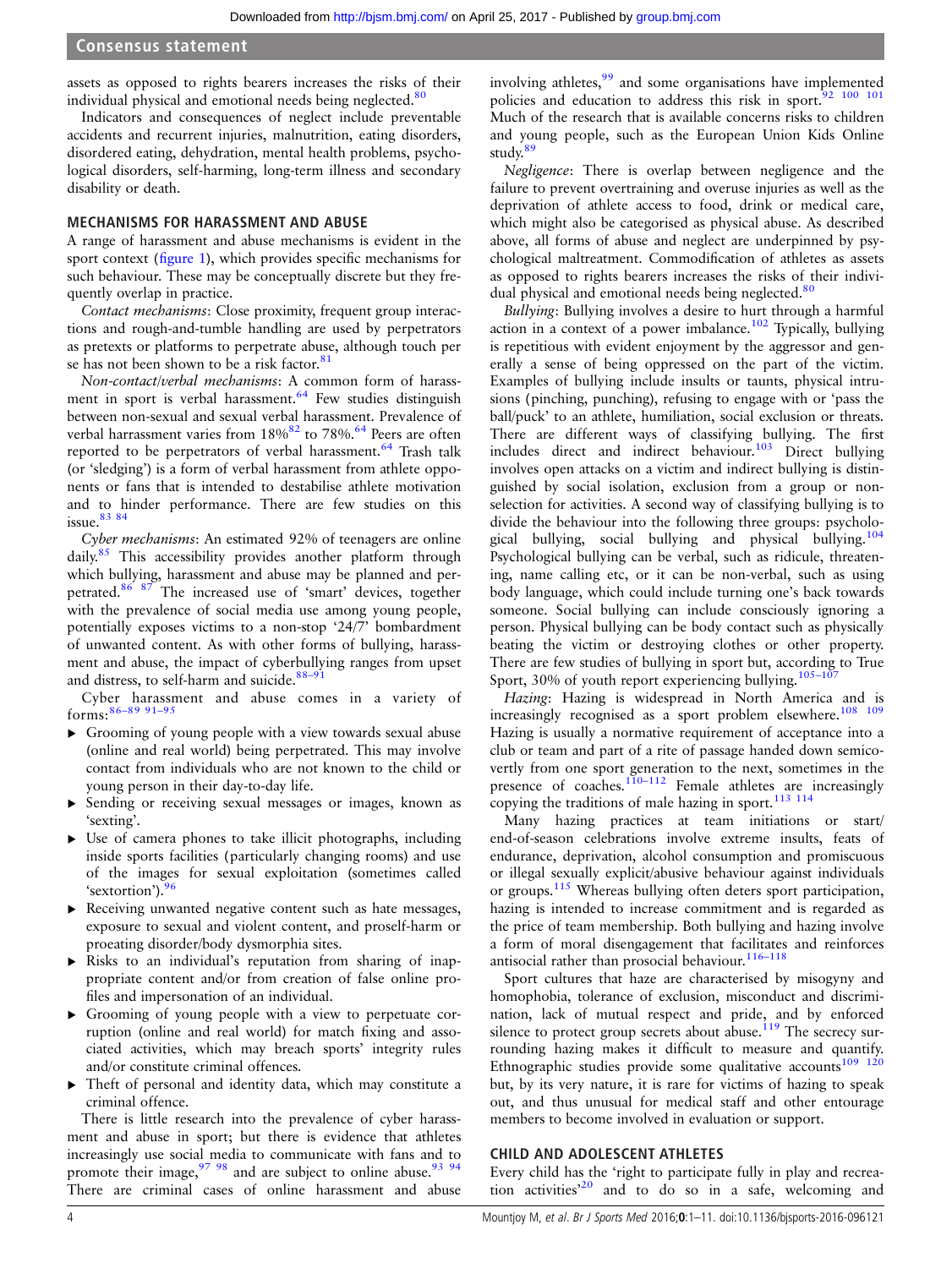assets as opposed to rights bearers increases the risks of their individual physical and emotional needs being neglected.[80]

Indicators and consequences of neglect include preventable accidents and recurrent injuries, malnutrition, eating disorders, disordered eating, dehydration, mental health problems, psychological disorders, self-harming, long-term illness and secondary disability or death.

## MECHANISMS FOR HARASSMENT AND ABUSE

A range of harassment and abuse mechanisms is evident in the sport context (figure 1), which provides specific mechanisms for such behaviour. These may be conceptually discrete but they frequently overlap in practice.

*Contact mechanisms*: Close proximity, frequent group interactions and rough-and-tumble handling are used by perpetrators as pretexts or platforms to perpetrate abuse, although touch per se has not been shown to be a risk factor.[81]

*Non-contact/verbal mechanisms*: A common form of harassment in sport is verbal harassment.[64] Few studies distinguish between non-sexual and sexual verbal harassment. Prevalence of verbal harrassment varies from 18%[82] to 78%.[64] Peers are often reported to be perpetrators of verbal harassment.[64] Trash talk (or 'sledging') is a form of verbal harassment from athlete opponents or fans that is intended to destabilise athlete motivation and to hinder performance. There are few studies on this issue.[83 84]

*Cyber mechanisms*: An estimated 92% of teenagers are online daily.[85] This accessibility provides another platform through which bullying, harassment and abuse may be planned and perpetrated.[86 87] The increased use of 'smart' devices, together with the prevalence of social media use among young people, potentially exposes victims to a non-stop '24/7' bombardment of unwanted content. As with other forms of bullying, harassment and abuse, the impact of cyberbullying ranges from upset and distress, to self-harm and suicide.[88–91]

Cyber harassment and abuse comes in a variety of forms:[86–89 91–95]

- Grooming of young people with a view towards sexual abuse (online and real world) being perpetrated. This may involve contact from individuals who are not known to the child or young person in their day-to-day life.
- Sending or receiving sexual messages or images, known as 'sexting'.
- Use of camera phones to take illicit photographs, including inside sports facilities (particularly changing rooms) and use of the images for sexual exploitation (sometimes called 'sextortion').[96]
- Receiving unwanted negative content such as hate messages, exposure to sexual and violent content, and proself-harm or proeating disorder/body dysmorphia sites.
- Risks to an individual's reputation from sharing of inappropriate content and/or from creation of false online profiles and impersonation of an individual.
- Grooming of young people with a view to perpetuate corruption (online and real world) for match fixing and associated activities, which may breach sports' integrity rules and/or constitute criminal offences.
- Theft of personal and identity data, which may constitute a criminal offence.

There is little research into the prevalence of cyber harassment and abuse in sport; but there is evidence that athletes increasingly use social media to communicate with fans and to promote their image,[97 98] and are subject to online abuse.[93 94] There are criminal cases of online harassment and abuse involving athletes,[99] and some organisations have implemented policies and education to address this risk in sport.[92 100 101] Much of the research that is available concerns risks to children and young people, such as the European Union Kids Online study.[89]

*Negligence*: There is overlap between negligence and the failure to prevent overtraining and overuse injuries as well as the deprivation of athlete access to food, drink or medical care, which might also be categorised as physical abuse. As described above, all forms of abuse and neglect are underpinned by psychological maltreatment. Commodification of athletes as assets as opposed to rights bearers increases the risks of their individual physical and emotional needs being neglected.[80]

*Bullying*: Bullying involves a desire to hurt through a harmful action in a context of a power imbalance.[102] Typically, bullying is repetitious with evident enjoyment by the aggressor and generally a sense of being oppressed on the part of the victim. Examples of bullying include insults or taunts, physical intrusions (pinching, punching), refusing to engage with or 'pass the ball/puck' to an athlete, humiliation, social exclusion or threats. There are different ways of classifying bullying. The first includes direct and indirect behaviour.[103] Direct bullying involves open attacks on a victim and indirect bullying is distinguished by social isolation, exclusion from a group or non-selection for activities. A second way of classifying bullying is to divide the behaviour into the following three groups: psychological bullying, social bullying and physical bullying.[104] Psychological bullying can be verbal, such as ridicule, threatening, name calling etc, or it can be non-verbal, such as using body language, which could include turning one's back towards someone. Social bullying can include consciously ignoring a person. Physical bullying can be body contact such as physically beating the victim or destroying clothes or other property. There are few studies of bullying in sport but, according to True Sport, 30% of youth report experiencing bullying.[105–107]

*Hazing*: Hazing is widespread in North America and is increasingly recognised as a sport problem elsewhere.[108 109] Hazing is usually a normative requirement of acceptance into a club or team and part of a rite of passage handed down semicovertly from one sport generation to the next, sometimes in the presence of coaches.[110–112] Female athletes are increasingly copying the traditions of male hazing in sport.[113 114]

Many hazing practices at team initiations or start/end-of-season celebrations involve extreme insults, feats of endurance, deprivation, alcohol consumption and promiscuous or illegal sexually explicit/abusive behaviour against individuals or groups.[115] Whereas bullying often deters sport participation, hazing is intended to increase commitment and is regarded as the price of team membership. Both bullying and hazing involve a form of moral disengagement that facilitates and reinforces antisocial rather than prosocial behaviour.[116–118]

Sport cultures that haze are characterised by misogyny and homophobia, tolerance of exclusion, misconduct and discrimination, lack of mutual respect and pride, and by enforced silence to protect group secrets about abuse.[119] The secrecy surrounding hazing makes it difficult to measure and quantify. Ethnographic studies provide some qualitative accounts[109 120] but, by its very nature, it is rare for victims of hazing to speak out, and thus unusual for medical staff and other entourage members to become involved in evaluation or support.

## CHILD AND ADOLESCENT ATHLETES

Every child has the 'right to participate fully in play and recreation activities'[20] and to do so in a safe, welcoming and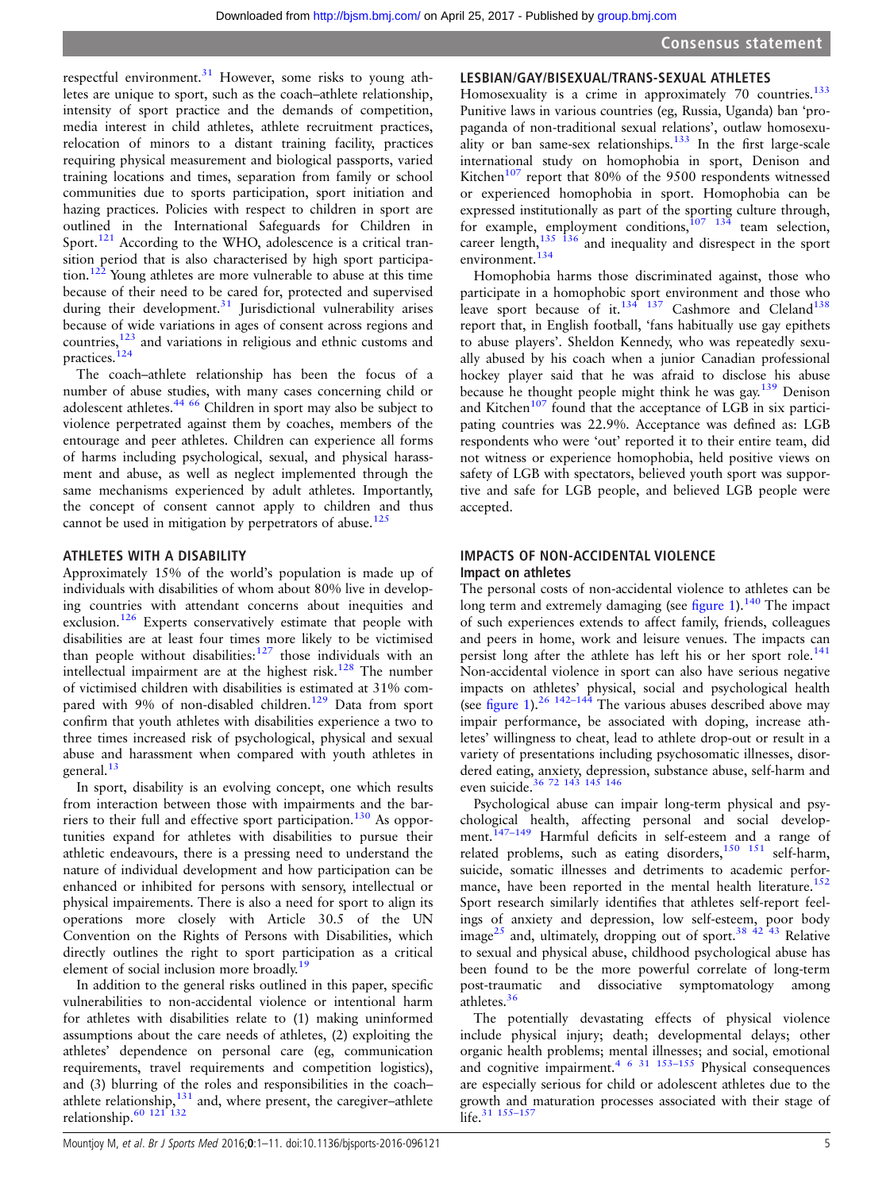respectful environment.[31] However, some risks to young athletes are unique to sport, such as the coach–athlete relationship, intensity of sport practice and the demands of competition, media interest in child athletes, athlete recruitment practices, relocation of minors to a distant training facility, practices requiring physical measurement and biological passports, varied training locations and times, separation from family or school communities due to sports participation, sport initiation and hazing practices. Policies with respect to children in sport are outlined in the International Safeguards for Children in Sport.[121] According to the WHO, adolescence is a critical transition period that is also characterised by high sport participation.[122] Young athletes are more vulnerable to abuse at this time because of their need to be cared for, protected and supervised during their development.[31] Jurisdictional vulnerability arises because of wide variations in ages of consent across regions and countries,[123] and variations in religious and ethnic customs and practices.[124]

The coach–athlete relationship has been the focus of a number of abuse studies, with many cases concerning child or adolescent athletes.[44 66] Children in sport may also be subject to violence perpetrated against them by coaches, members of the entourage and peer athletes. Children can experience all forms of harms including psychological, sexual, and physical harassment and abuse, as well as neglect implemented through the same mechanisms experienced by adult athletes. Importantly, the concept of consent cannot apply to children and thus cannot be used in mitigation by perpetrators of abuse.[125]

## ATHLETES WITH A DISABILITY

Approximately 15% of the world's population is made up of individuals with disabilities of whom about 80% live in developing countries with attendant concerns about inequities and exclusion.[126] Experts conservatively estimate that people with disabilities are at least four times more likely to be victimised than people without disabilities:[127] those individuals with an intellectual impairment are at the highest risk.[128] The number of victimised children with disabilities is estimated at 31% compared with 9% of non-disabled children.[129] Data from sport confirm that youth athletes with disabilities experience a two to three times increased risk of psychological, physical and sexual abuse and harassment when compared with youth athletes in general.[13]

In sport, disability is an evolving concept, one which results from interaction between those with impairments and the barriers to their full and effective sport participation.[130] As opportunities expand for athletes with disabilities to pursue their athletic endeavours, there is a pressing need to understand the nature of individual development and how participation can be enhanced or inhibited for persons with sensory, intellectual or physical impairements. There is also a need for sport to align its operations more closely with Article 30.5 of the UN Convention on the Rights of Persons with Disabilities, which directly outlines the right to sport participation as a critical element of social inclusion more broadly.[19]

In addition to the general risks outlined in this paper, specific vulnerabilities to non-accidental violence or intentional harm for athletes with disabilities relate to (1) making uninformed assumptions about the care needs of athletes, (2) exploiting the athletes' dependence on personal care (eg, communication requirements, travel requirements and competition logistics), and (3) blurring of the roles and responsibilities in the coach–athlete relationship,[131] and, where present, the caregiver–athlete relationship.[60 121 132]

## LESBIAN/GAY/BISEXUAL/TRANS-SEXUAL ATHLETES

Homosexuality is a crime in approximately 70 countries.[133] Punitive laws in various countries (eg, Russia, Uganda) ban 'propaganda of non-traditional sexual relations', outlaw homosexuality or ban same-sex relationships.[133] In the first large-scale international study on homophobia in sport, Denison and Kitchen[107] report that 80% of the 9500 respondents witnessed or experienced homophobia in sport. Homophobia can be expressed institutionally as part of the sporting culture through, for example, employment conditions,[107 134] team selection, career length,[135 136] and inequality and disrespect in the sport environment.[134]

Homophobia harms those discriminated against, those who participate in a homophobic sport environment and those who leave sport because of it.[134 137] Cashmore and Cleland[138] report that, in English football, 'fans habitually use gay epithets to abuse players'. Sheldon Kennedy, who was repeatedly sexually abused by his coach when a junior Canadian professional hockey player said that he was afraid to disclose his abuse because he thought people might think he was gay.[139] Denison and Kitchen[107] found that the acceptance of LGB in six participating countries was 22.9%. Acceptance was defined as: LGB respondents who were 'out' reported it to their entire team, did not witness or experience homophobia, held positive views on safety of LGB with spectators, believed youth sport was supportive and safe for LGB people, and believed LGB people were accepted.

## IMPACTS OF NON-ACCIDENTAL VIOLENCE

### Impact on athletes

The personal costs of non-accidental violence to athletes can be long term and extremely damaging (see figure 1).[140] The impact of such experiences extends to affect family, friends, colleagues and peers in home, work and leisure venues. The impacts can persist long after the athlete has left his or her sport role.[141] Non-accidental violence in sport can also have serious negative impacts on athletes' physical, social and psychological health (see figure 1).[26 142–144] The various abuses described above may impair performance, be associated with doping, increase athletes' willingness to cheat, lead to athlete drop-out or result in a variety of presentations including psychosomatic illnesses, disordered eating, anxiety, depression, substance abuse, self-harm and even suicide.[36 72 143 145 146]

Psychological abuse can impair long-term physical and psychological health, affecting personal and social development.[147–149] Harmful deficits in self-esteem and a range of related problems, such as eating disorders,[150 151] self-harm, suicide, somatic illnesses and detriments to academic performance, have been reported in the mental health literature.[152] Sport research similarly identifies that athletes self-report feelings of anxiety and depression, low self-esteem, poor body image[25] and, ultimately, dropping out of sport.[38 42 43] Relative to sexual and physical abuse, childhood psychological abuse has been found to be the more powerful correlate of long-term post-traumatic and dissociative symptomatology among athletes.[36]

The potentially devastating effects of physical violence include physical injury; death; developmental delays; other organic health problems; mental illnesses; and social, emotional and cognitive impairment.[4 6 31 153–155] Physical consequences are especially serious for child or adolescent athletes due to the growth and maturation processes associated with their stage of life.[31 155–157]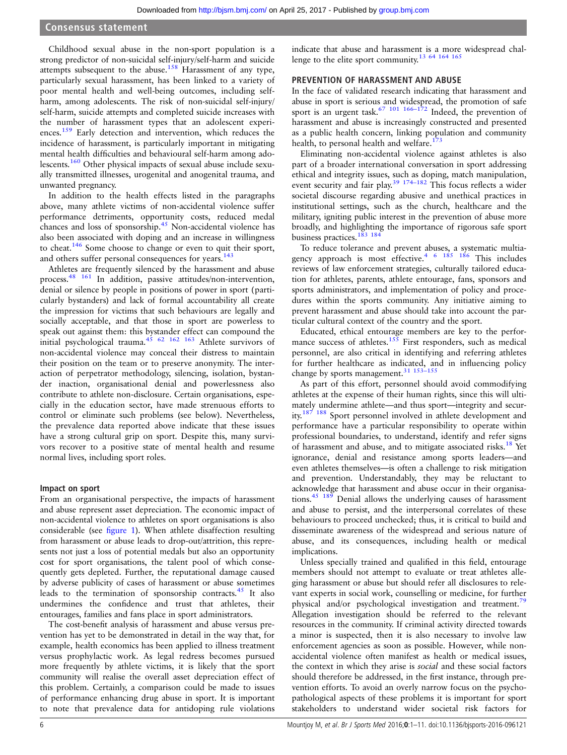Childhood sexual abuse in the non-sport population is a strong predictor of non-suicidal self-injury/self-harm and suicide attempts subsequent to the abuse.[158] Harassment of any type, particularly sexual harassment, has been linked to a variety of poor mental health and well-being outcomes, including self-harm, among adolescents. The risk of non-suicidal self-injury/self-harm, suicide attempts and completed suicide increases with the number of harassment types that an adolescent experiences.[159] Early detection and intervention, which reduces the incidence of harassment, is particularly important in mitigating mental health difficulties and behavioural self-harm among adolescents.[160] Other physical impacts of sexual abuse include sexually transmitted illnesses, urogenital and anogenital trauma, and unwanted pregnancy.

In addition to the health effects listed in the paragraphs above, many athlete victims of non-accidental violence suffer performance detriments, opportunity costs, reduced medal chances and loss of sponsorship.[45] Non-accidental violence has also been associated with doping and an increase in willingness to cheat.[146] Some choose to change or even to quit their sport, and others suffer personal consequences for years.[143]

Athletes are frequently silenced by the harassment and abuse process.[48 161] In addition, passive attitudes/non-intervention, denial or silence by people in positions of power in sport (particularly bystanders) and lack of formal accountability all create the impression for victims that such behaviours are legally and socially acceptable, and that those in sport are powerless to speak out against them: this bystander effect can compound the initial psychological trauma.[45 62 162 163] Athlete survivors of non-accidental violence may conceal their distress to maintain their position on the team or to preserve anonymity. The interaction of perpetrator methodology, silencing, isolation, bystander inaction, organisational denial and powerlessness also contribute to athlete non-disclosure. Certain organisations, especially in the education sector, have made strenuous efforts to control or eliminate such problems (see below). Nevertheless, the prevalence data reported above indicate that these issues have a strong cultural grip on sport. Despite this, many survivors recover to a positive state of mental health and resume normal lives, including sport roles.

### Impact on sport

From an organisational perspective, the impacts of harassment and abuse represent asset depreciation. The economic impact of non-accidental violence to athletes on sport organisations is also considerable (see figure 1). When athlete disaffection resulting from harassment or abuse leads to drop-out/attrition, this represents not just a loss of potential medals but also an opportunity cost for sport organisations, the talent pool of which consequently gets depleted. Further, the reputational damage caused by adverse publicity of cases of harassment or abuse sometimes leads to the termination of sponsorship contracts.[45] It also undermines the confidence and trust that athletes, their entourages, families and fans place in sport administrators.

The cost-benefit analysis of harassment and abuse versus prevention has yet to be demonstrated in detail in the way that, for example, health economics has been applied to illness treatment versus prophylactic work. As legal redress becomes pursued more frequently by athlete victims, it is likely that the sport community will realise the overall asset depreciation effect of this problem. Certainly, a comparison could be made to issues of performance enhancing drug abuse in sport. It is important to note that prevalence data for antidoping rule violations indicate that abuse and harassment is a more widespread challenge to the elite sport community.[13 64 164 165]

## PREVENTION OF HARASSMENT AND ABUSE

In the face of validated research indicating that harassment and abuse in sport is serious and widespread, the promotion of safe sport is an urgent task.[67 101 166–172] Indeed, the prevention of harassment and abuse is increasingly constructed and presented as a public health concern, linking population and community health, to personal health and welfare.[173]

Eliminating non-accidental violence against athletes is also part of a broader international conversation in sport addressing ethical and integrity issues, such as doping, match manipulation, event security and fair play.[39 174–182] This focus reflects a wider societal discourse regarding abusive and unethical practices in institutional settings, such as the church, healthcare and the military, igniting public interest in the prevention of abuse more broadly, and highlighting the importance of rigorous safe sport business practices.[183 184]

To reduce tolerance and prevent abuses, a systematic multiagency approach is most effective.[4 6 185 186] This includes reviews of law enforcement strategies, culturally tailored education for athletes, parents, athlete entourage, fans, sponsors and sports administrators, and implementation of policy and procedures within the sports community. Any initiative aiming to prevent harassment and abuse should take into account the particular cultural context of the country and the sport.

Educated, ethical entourage members are key to the performance success of athletes.[155] First responders, such as medical personnel, are also critical in identifying and referring athletes for further healthcare as indicated, and in influencing policy change by sports management.[31 153–155]

As part of this effort, personnel should avoid commodifying athletes at the expense of their human rights, since this will ultimately undermine athlete—and thus sport—integrity and security.[187 188] Sport personnel involved in athlete development and performance have a particular responsibility to operate within professional boundaries, to understand, identify and refer signs of harassment and abuse, and to mitigate associated risks.[18] Yet ignorance, denial and resistance among sports leaders—and even athletes themselves—is often a challenge to risk mitigation and prevention. Understandably, they may be reluctant to acknowledge that harassment and abuse occur in their organisations.[45 189] Denial allows the underlying causes of harassment and abuse to persist, and the interpersonal correlates of these behaviours to proceed unchecked; thus, it is critical to build and disseminate awareness of the widespread and serious nature of abuse, and its consequences, including health or medical implications.

Unless specially trained and qualified in this field, entourage members should not attempt to evaluate or treat athletes alleging harassment or abuse but should refer all disclosures to relevant experts in social work, counselling or medicine, for further physical and/or psychological investigation and treatment.[79] Allegation investigation should be referred to the relevant resources in the community. If criminal activity directed towards a minor is suspected, then it is also necessary to involve law enforcement agencies as soon as possible. However, while non-accidental violence often manifest as health or medical issues, the context in which they arise is *social* and these social factors should therefore be addressed, in the first instance, through prevention efforts. To avoid an overly narrow focus on the psychopathological aspects of these problems it is important for sport stakeholders to understand wider societal risk factors for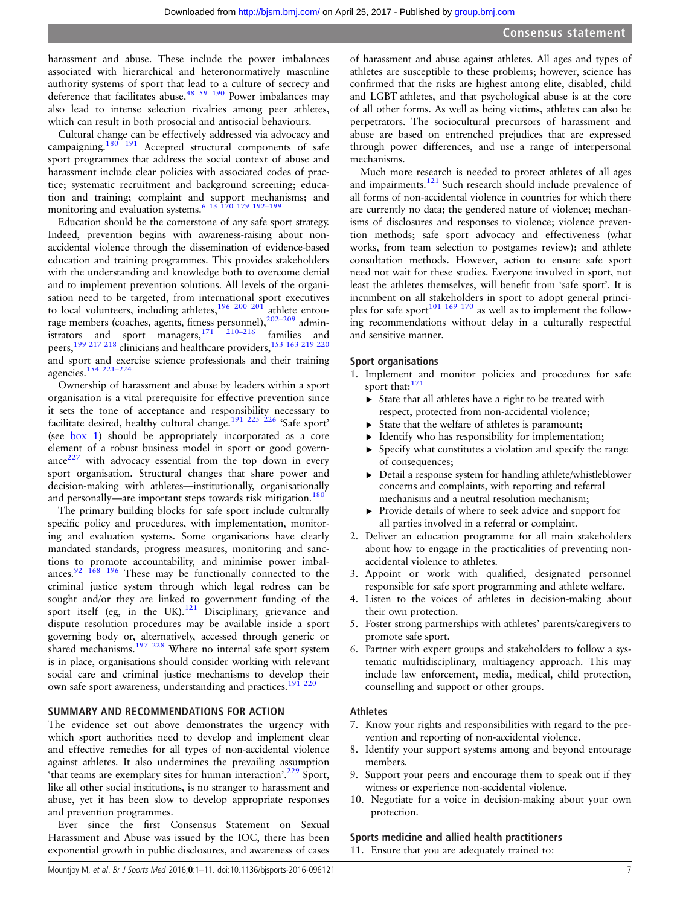harassment and abuse. These include the power imbalances associated with hierarchical and heteronormatively masculine authority systems of sport that lead to a culture of secrecy and deference that facilitates abuse.[48 59 190] Power imbalances may also lead to intense selection rivalries among peer athletes, which can result in both prosocial and antisocial behaviours.

Cultural change can be effectively addressed via advocacy and campaigning.[180 191] Accepted structural components of safe sport programmes that address the social context of abuse and harassment include clear policies with associated codes of practice; systematic recruitment and background screening; education and training; complaint and support mechanisms; and monitoring and evaluation systems.[6 13 170 179 192–199]

Education should be the cornerstone of any safe sport strategy. Indeed, prevention begins with awareness-raising about non-accidental violence through the dissemination of evidence-based education and training programmes. This provides stakeholders with the understanding and knowledge both to overcome denial and to implement prevention solutions. All levels of the organisation need to be targeted, from international sport executives to local volunteers, including athletes,[196 200 201] athlete entourage members (coaches, agents, fitness personnel),[202–209] administrators and sport managers,[171 210–216] families and peers,[199 217 218] clinicians and healthcare providers,[153 163 219 220] and sport and exercise science professionals and their training agencies.[154 221–224]

Ownership of harassment and abuse by leaders within a sport organisation is a vital prerequisite for effective prevention since it sets the tone of acceptance and responsibility necessary to facilitate desired, healthy cultural change.[191 225 226] 'Safe sport' (see box 1) should be appropriately incorporated as a core element of a robust business model in sport or good governance[227] with advocacy essential from the top down in every sport organisation. Structural changes that share power and decision-making with athletes—institutionally, organisationally and personally—are important steps towards risk mitigation.[180]

The primary building blocks for safe sport include culturally specific policy and procedures, with implementation, monitoring and evaluation systems. Some organisations have clearly mandated standards, progress measures, monitoring and sanctions to promote accountability, and minimise power imbalances.[92 168 196] These may be functionally connected to the criminal justice system through which legal redress can be sought and/or they are linked to government funding of the sport itself (eg, in the UK).[121] Disciplinary, grievance and dispute resolution procedures may be available inside a sport governing body or, alternatively, accessed through generic or shared mechanisms.[197 228] Where no internal safe sport system is in place, organisations should consider working with relevant social care and criminal justice mechanisms to develop their own safe sport awareness, understanding and practices.[191 220]

## SUMMARY AND RECOMMENDATIONS FOR ACTION

The evidence set out above demonstrates the urgency with which sport authorities need to develop and implement clear and effective remedies for all types of non-accidental violence against athletes. It also undermines the prevailing assumption 'that teams are exemplary sites for human interaction'.[229] Sport, like all other social institutions, is no stranger to harassment and abuse, yet it has been slow to develop appropriate responses and prevention programmes.

Ever since the first Consensus Statement on Sexual Harassment and Abuse was issued by the IOC, there has been exponential growth in public disclosures, and awareness of cases of harassment and abuse against athletes. All ages and types of athletes are susceptible to these problems; however, science has confirmed that the risks are highest among elite, disabled, child and LGBT athletes, and that psychological abuse is at the core of all other forms. As well as being victims, athletes can also be perpetrators. The sociocultural precursors of harassment and abuse are based on entrenched prejudices that are expressed through power differences, and use a range of interpersonal mechanisms.

Much more research is needed to protect athletes of all ages and impairments.[121] Such research should include prevalence of all forms of non-accidental violence in countries for which there are currently no data; the gendered nature of violence; mechanisms of disclosures and responses to violence; violence prevention methods; safe sport advocacy and effectiveness (what works, from team selection to postgames review); and athlete consultation methods. However, action to ensure safe sport need not wait for these studies. Everyone involved in sport, not least the athletes themselves, will benefit from 'safe sport'. It is incumbent on all stakeholders in sport to adopt general principles for safe sport[101 169 170] as well as to implement the following recommendations without delay in a culturally respectful and sensitive manner.

### Sport organisations

1. Implement and monitor policies and procedures for safe sport that:[171]
   - State that all athletes have a right to be treated with respect, protected from non-accidental violence;
   - State that the welfare of athletes is paramount;
   - Identify who has responsibility for implementation;
   - Specify what constitutes a violation and specify the range of consequences;
   - Detail a response system for handling athlete/whistleblower concerns and complaints, with reporting and referral mechanisms and a neutral resolution mechanism;
   - Provide details of where to seek advice and support for all parties involved in a referral or complaint.
2. Deliver an education programme for all main stakeholders about how to engage in the practicalities of preventing non-accidental violence to athletes.
3. Appoint or work with qualified, designated personnel responsible for safe sport programming and athlete welfare.
4. Listen to the voices of athletes in decision-making about their own protection.
5. Foster strong partnerships with athletes' parents/caregivers to promote safe sport.
6. Partner with expert groups and stakeholders to follow a systematic multidisciplinary, multiagency approach. This may include law enforcement, media, medical, child protection, counselling and support or other groups.

### Athletes

7. Know your rights and responsibilities with regard to the prevention and reporting of non-accidental violence.
8. Identify your support systems among and beyond entourage members.
9. Support your peers and encourage them to speak out if they witness or experience non-accidental violence.
10. Negotiate for a voice in decision-making about your own protection.

### Sports medicine and allied health practitioners

11. Ensure that you are adequately trained to: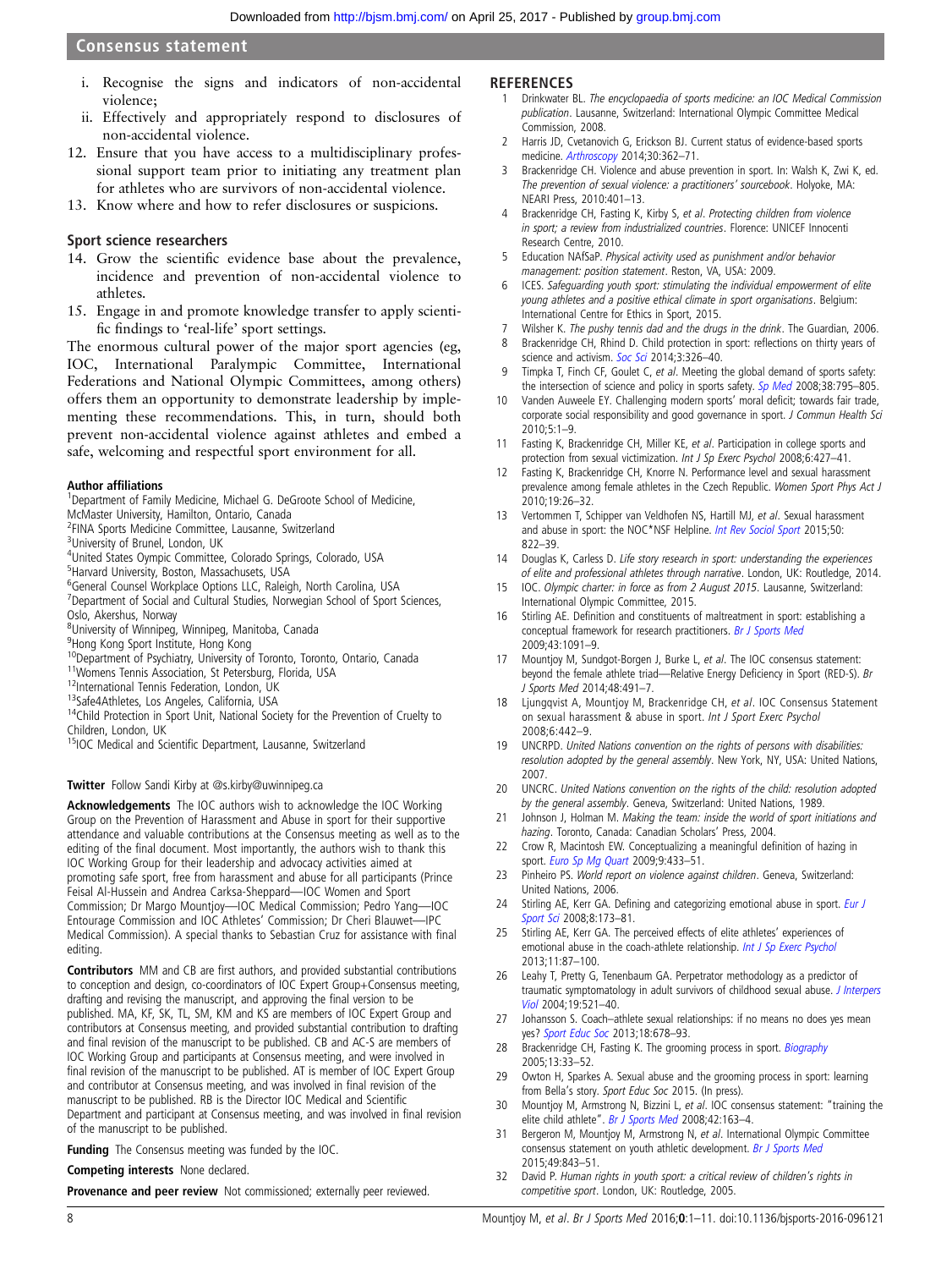i. Recognise the signs and indicators of non-accidental violence;
ii. Effectively and appropriately respond to disclosures of non-accidental violence.

12. Ensure that you have access to a multidisciplinary professional support team prior to initiating any treatment plan for athletes who are survivors of non-accidental violence.
13. Know where and how to refer disclosures or suspicions.

### Sport science researchers

14. Grow the scientific evidence base about the prevalence, incidence and prevention of non-accidental violence to athletes.
15. Engage in and promote knowledge transfer to apply scientific findings to 'real-life' sport settings.

The enormous cultural power of the major sport agencies (eg, IOC, International Paralympic Committee, International Federations and National Olympic Committees, among others) offers them an opportunity to demonstrate leadership by implementing these recommendations. This, in turn, should both prevent non-accidental violence against athletes and embed a safe, welcoming and respectful sport environment for all.

#### Author affiliations

[1]Department of Family Medicine, Michael G. DeGroote School of Medicine, McMaster University, Hamilton, Ontario, Canada
[2]FINA Sports Medicine Committee, Lausanne, Switzerland
[3]University of Brunel, London, UK
[4]United States Olympic Committee, Colorado Springs, Colorado, USA
[5]Harvard University, Boston, Massachusets, USA
[6]General Counsel Workplace Options LLC, Raleigh, North Carolina, USA
[7]Department of Social and Cultural Studies, Norwegian School of Sport Sciences, Oslo, Akershus, Norway
[8]University of Winnipeg, Winnipeg, Manitoba, Canada
[9]Hong Kong Sport Institute, Hong Kong
[10]Department of Psychiatry, University of Toronto, Toronto, Ontario, Canada
[11]Womens Tennis Association, St Petersburg, Florida, USA
[12]International Tennis Federation, London, UK
[13]Safe4Athletes, Los Angeles, California, USA
[14]Child Protection in Sport Unit, National Society for the Prevention of Cruelty to Children, London, UK
[15]IOC Medical and Scientific Department, Lausanne, Switzerland

**Twitter** Follow Sandi Kirby at @s.kirby@uwinnipeg.ca

**Acknowledgements** The IOC authors wish to acknowledge the IOC Working Group on the Prevention of Harassment and Abuse in sport for their supportive attendance and valuable contributions at the Consensus meeting as well as to the editing of the final document. Most importantly, the authors wish to thank this IOC Working Group for their leadership and advocacy activities aimed at promoting safe sport, free from harassment and abuse for all participants (Prince Feisal Al-Hussein and Andrea Carksa-Sheppard—IOC Women and Sport Commission; Dr Margo Mountjoy—IOC Medical Commission; Pedro Yang—IOC Entourage Commission and IOC Athletes' Commission; Dr Cheri Blauwet—IPC Medical Commission). A special thanks to Sebastian Cruz for assistance with final editing.

**Contributors** MM and CB are first authors, and provided substantial contributions to conception and design, co-coordinators of IOC Expert Group+Consensus meeting, drafting and revising the manuscript, and approving the final version to be published. MA, KF, SK, TL, SM, KM and KS are members of IOC Expert Group and contributors at Consensus meeting, and provided substantial contribution to drafting and final revision of the manuscript to be published. CB and AC-S are members of IOC Working Group and participants at Consensus meeting, and were involved in final revision of the manuscript to be published. AT is member of IOC Expert Group and contributor at Consensus meeting, and was involved in final revision of the manuscript to be published. RB is the Director IOC Medical and Scientific Department and participant at Consensus meeting, and was involved in final revision of the manuscript to be published.

**Funding** The Consensus meeting was funded by the IOC.

**Competing interests** None declared.

**Provenance and peer review** Not commissioned; externally peer reviewed.

## REFERENCES

1. Drinkwater BL. *The encyclopaedia of sports medicine: an IOC Medical Commission publication*. Lausanne, Switzerland: International Olympic Committee Medical Commission, 2008.
2. Harris JD, Cvetanovich G, Erickson BJ. Current status of evidence-based sports medicine. *Arthroscopy* 2014;30:362–71.
3. Brackenridge CH. Violence and abuse prevention in sport. In: Walsh K, Zwi K, ed. *The prevention of sexual violence: a practitioners' sourcebook*. Holyoke, MA: NEARI Press, 2010:401–13.
4. Brackenridge CH, Fasting K, Kirby S, *et al*. *Protecting children from violence in sport; a review from industrialized countries*. Florence: UNICEF Innocenti Research Centre, 2010.
5. Education NAfSaP. *Physical activity used as punishment and/or behavior management: position statement*. Reston, VA, USA: 2009.
6. ICES. *Safeguarding youth sport: stimulating the individual empowerment of elite young athletes and a positive ethical climate in sport organisations*. Belgium: International Centre for Ethics in Sport, 2015.
7. Wilsher K. *The pushy tennis dad and the drugs in the drink*. The Guardian, 2006.
8. Brackenridge CH, Rhind D. Child protection in sport: reflections on thirty years of science and activism. *Soc Sci* 2014;3:326–40.
9. Timpka T, Finch CF, Goulet C, *et al*. Meeting the global demand of sports safety: the intersection of science and policy in sports safety. *Sp Med* 2008;38:795–805.
10. Vanden Auweele EY. Challenging modern sports' moral deficit; towards fair trade, corporate social responsibility and good governance in sport. *J Commun Health Sci* 2010;5:1–9.
11. Fasting K, Brackenridge CH, Miller KE, *et al*. Participation in college sports and protection from sexual victimization. *Int J Sp Exerc Psychol* 2008;6:427–41.
12. Fasting K, Brackenridge CH, Knorre N. Performance level and sexual harassment prevalence among female athletes in the Czech Republic. *Women Sport Phys Act J* 2010;19:26–32.
13. Vertommen T, Schipper van Veldhofen NS, Hartill MJ, *et al*. Sexual harassment and abuse in sport: the NOC*NSF Helpline. *Int Rev Sociol Sport* 2015;50:822–39.
14. Douglas K, Carless D. *Life story research in sport: understanding the experiences of elite and professional athletes through narrative*. London, UK: Routledge, 2014.
15. IOC. *Olympic charter: in force as from 2 August 2015*. Lausanne, Switzerland: International Olympic Committee, 2015.
16. Stirling AE. Definition and constituents of maltreatment in sport: establishing a conceptual framework for research practitioners. *Br J Sports Med* 2009;43:1091–9.
17. Mountjoy M, Sundgot-Borgen J, Burke L, *et al*. The IOC consensus statement: beyond the female athlete triad—Relative Energy Deficiency in Sport (RED-S). *Br J Sports Med* 2014;48:491–7.
18. Ljungqvist A, Mountjoy M, Brackenridge CH, *et al*. IOC Consensus Statement on sexual harassment & abuse in sport. *Int J Sport Exerc Psychol* 2008;6:442–9.
19. UNCRPD. *United Nations convention on the rights of persons with disabilities: resolution adopted by the general assembly*. New York, NY, USA: United Nations, 2007.
20. UNCRC. *United Nations convention on the rights of the child: resolution adopted by the general assembly*. Geneva, Switzerland: United Nations, 1989.
21. Johnson J, Holman M. *Making the team: inside the world of sport initiations and hazing*. Toronto, Canada: Canadian Scholars' Press, 2004.
22. Crow R, Macintosh EW. Conceptualizing a meaningful definition of hazing in sport. *Euro Sp Mg Quart* 2009;9:433–51.
23. Pinheiro PS. *World report on violence against children*. Geneva, Switzerland: United Nations, 2006.
24. Stirling AE, Kerr GA. Defining and categorizing emotional abuse in sport. *Eur J Sport Sci* 2008;8:173–81.
25. Stirling AE, Kerr GA. The perceived effects of elite athletes' experiences of emotional abuse in the coach-athlete relationship. *Int J Sp Exerc Psychol* 2013;11:87–100.
26. Leahy T, Pretty G, Tenenbaum GA. Perpetrator methodology as a predictor of traumatic symptomatology in adult survivors of childhood sexual abuse. *J Interpers Viol* 2004;19:521–40.
27. Johansson S. Coach–athlete sexual relationships: if no means no does yes mean yes? *Sport Educ Soc* 2013;18:678–93.
28. Brackenridge CH, Fasting K. The grooming process in sport. *Biography* 2005;13:33–52.
29. Owton H, Sparkes A. Sexual abuse and the grooming process in sport: learning from Bella's story. *Sport Educ Soc* 2015. (In press).
30. Mountjoy M, Armstrong N, Bizzini L, *et al*. IOC consensus statement: "training the elite child athlete". *Br J Sports Med* 2008;42:163–4.
31. Bergeron M, Mountjoy M, Armstrong N, *et al*. International Olympic Committee consensus statement on youth athletic development. *Br J Sports Med* 2015;49:843–51.
32. David P. *Human rights in youth sport: a critical review of children's rights in competitive sport*. London, UK: Routledge, 2005.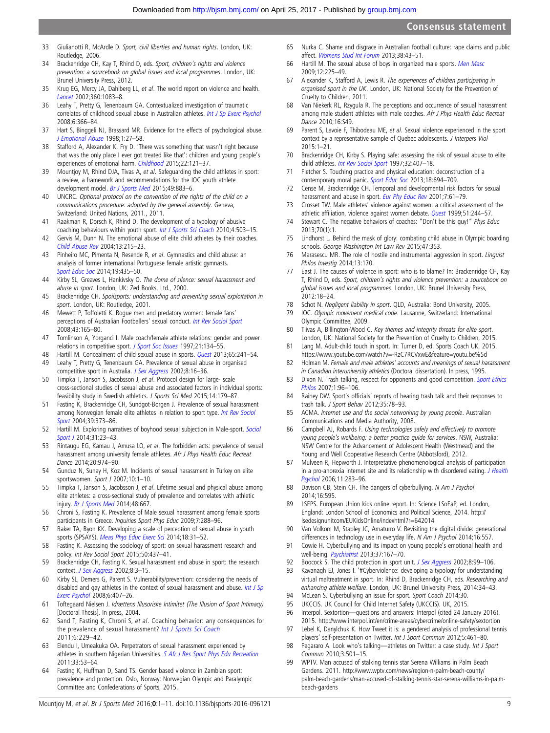33 Giulianotti R, McArdle D. *Sport, civil liberties and human rights*. London, UK: Routledge, 2006.
34 Brackenridge CH, Kay T, Rhind D, eds. *Sport, children's rights and violence prevention: a sourcebook on global issues and local programmes*. London, UK: Brunel University Press, 2012.
35 Krug EG, Mercy JA, Dahlberg LL, *et al*. The world report on violence and health. *Lancet* 2002;360:1083–8.
36 Leahy T, Pretty G, Tenenbaum GA. Contextualized investigation of traumatic correlates of childhood sexual abuse in Australian athletes. *Int J Sp Exerc Psychol* 2008;6:366–84.
37 Hart S, Binggeli NJ, Brassard MR. Evidence for the effects of psychological abuse. *J Emotional Abuse* 1998;1:27–58.
38 Stafford A, Alexander K, Fry D. 'There was something that wasn't right because that was the only place I ever got treated like that': children and young people's experiences of emotional harm. *Childhood* 2015;22:121–37.
39 Mountjoy M, Rhind DJA, Tivas A, *et al*. Safeguarding the child athletes in sport: a review, a framework and recommendations for the IOC youth athlete development model. *Br J Sports Med* 2015;49:883–6.
40 UNCRC. *Optional protocol on the convention of the rights of the child on a communications procedure: adopted by the general assembly*. Geneva, Switzerland: United Nations, 2011., 2011.
41 Raakman R, Dorsch K, Rhind D. The development of a typology of abusive coaching behaviours within youth sport. *Int J Sports Sci Coach* 2010;4:503–15.
42 Gervis M, Dunn N. The emotional abuse of elite child athletes by their coaches. *Child Abuse Rev* 2004;13:215–23.
43 Pinheiro MC, Pimenta N, Resende R, *et al*. Gymnastics and child abuse: an analysis of former international Portuguese female artistic gymnasts. *Sport Educ Soc* 2014;19:435–50.
44 Kirby SL, Greaves L, Hankivsky O. *The dome of silence: sexual harassment and abuse in sport*. London, UK: Zed Books, Ltd., 2000.
45 Brackenridge CH. *Spoilsports: understanding and preventing sexual exploitation in sport*. London, UK: Routledge, 2001.
46 Mewett P, Toffoletti K. Rogue men and predatory women: female fans' perceptions of Australian Footballers' sexual conduct. *Int Rev Sociol Sport* 2008;43:165–80.
47 Tomlinson A, Yorganci I. Male coach/female athlete relations: gender and power relations in competitive sport. *J Sport Soc Issues* 1997;21:134–55.
48 Hartill M. Concealment of child sexual abuse in sports. *Quest* 2013;65:241–54.
49 Leahy T, Pretty G, Tenenbaum GA. Prevalence of sexual abuse in organised competitive sport in Australia. *J Sex Aggress* 2002;8:16–36.
50 Timpka T, Janson S, Jacobsson J, *et al*. Protocol design for large- scale cross-sectional studies of sexual abuse and associated factors in individual sports: feasibility study in Swedish athletics. *J Sports Sci Med* 2015;14:179–87.
51 Fasting K, Brackenridge CH, Sundgot-Borgen J. Prevalence of sexual harassment among Norwegian female elite athletes in relation to sport type. *Int Rev Sociol Sport* 2004;39:373–86.
52 Hartill M. Exploring narratives of boyhood sexual subjection in Male-sport. *Sociol Sport J* 2014;31:23–43.
53 Rintaugu EG, Kamau J, Amusa LO, *et al*. The forbidden acts: prevalence of sexual harassment among university female athletes. *Afr J Phys Health Educ Recreat Dance* 2014;20:974–90.
54 Gunduz N, Sunay H, Koz M. Incidents of sexual harassment in Turkey on elite sportswomen. *Sport J* 2007;10:1–10.
55 Timpka T, Janson S, Jacobsson J, *et al*. Lifetime sexual and physical abuse among elite athletes: a cross-sectional study of prevalence and correlates with athletic injury. *Br J Sports Med* 2014;48:667.
56 Chroni S, Fasting K. Prevalence of Male sexual harassment among female sports participants in Greece. *Inquiries Sport Phys Educ* 2009;7:288–96.
57 Baker TA, Byon KK. Developing a scale of perception of sexual abuse in youth sports (SPSAYS). *Meas Phys Educ Exerc Sci* 2014;18:31–52.
58 Fasting K. Assessing the sociology of sport: on sexual harassment research and policy. *Int Rev Sociol Sport* 2015;50:437–41.
59 Brackenridge CH, Fasting K. Sexual harassment and abuse in sport: the research context. *J Sex Aggress* 2002;8:3–15.
60 Kirby SL, Demers G, Parent S. Vulnerability/prevention: considering the needs of disabled and gay athletes in the context of sexual harassment and abuse. *Int J Sp Exerc Psychol* 2008;6:407–26.
61 Toftegaard Nielsen J. *Idrættens Illusoriske Intimitet (The Illusion of Sport Intimacy)* [Doctoral Thesis]. In press, 2004.
62 Sand T, Fasting K, Chroni S, *et al*. Coaching behavior: any consequences for the prevalence of sexual harassment? *Int J Sports Sci Coach* 2011;6:229–42.
63 Elendu I, Umeakuka OA. Perpetrators of sexual harassment experienced by athletes in southern Nigerian Universities. *S Afr J Res Sport Phys Edu Recreation* 2011;33:53–64.
64 Fasting K, Huffman D, Sand TS. Gender based violence in Zambian sport: prevalence and protection. Oslo, Norway: Norwegian Olympic and Paralympic Committee and Confederations of Sports, 2015.
65 Nurka C. Shame and disgrace in Australian football culture: rape claims and public affect. *Womens Stud Int Forum* 2013;38:43–51.
66 Hartill M. The sexual abuse of boys in organized male sports. *Men Masc* 2009;12:225–49.
67 Alexander K, Stafford A, Lewis R. *The experiences of children participating in organised sport in the UK*. London, UK: National Society for the Prevention of Cruelty to Children, 2011.
68 Van Niekerk RL, Rzygula R. The perceptions and occurrence of sexual harassment among male student athletes with male coaches. *Afr J Phys Health Educ Recreat Dance* 2010;16:S49.
69 Parent S, Lavoie F, Thibodeau ME, *et al*. Sexual violence experienced in the sport context by a representative sample of Quebec adolescents. *J Interpers Viol* 2015:1–21.
70 Brackenridge CH, Kirby S. Playing safe: assessing the risk of sexual abuse to elite child athletes. *Int Rev Sociol Sport* 1997;32:407–18.
71 Fletcher S. Touching practice and physical education: deconstruction of a contemporary moral panic. *Sport Educ Soc* 2013;18:694–709.
72 Cense M, Brackenridge CH. Temporal and developmental risk factors for sexual harassment and abuse in sport. *Eur Phy Educ Rev* 2001;7:61–79.
73 Crosset TW. Male athletes' violence against women: a critical assessment of the athletic affiliation, violence against women debate. *Quest* 1999;51:244–57.
74 Stewart C. The negative behaviors of coaches: "Don't be this guy!" *Phys Educ* 2013;70(1):1.
75 Lindhorst L. Behind the mask of glory: combating child abuse in Olympic boarding schools. *George Washington Int Law Rev* 2015;47:353.
76 Marasescu MR. The role of hostile and instrumental aggression in sport. *Linguist Philos Investig* 2014;13:170.
77 East J. The causes of violence in sport: who is to blame? In: Brackenridge CH, Kay T, Rhind D, eds. *Sport, children's rights and violence prevention: a sourcebook on global issues and local programmes*. London, UK: Brunel University Press, 2012:18–24.
78 Schot N. *Negligent liability in sport*. QLD, Australia: Bond University, 2005.
79 IOC. *Olympic movement medical code*. Lausanne, Switzerland: International Olympic Committee, 2009.
80 Tiivas A, Billington-Wood C. *Key themes and integrity threats for elite sport*. London, UK: National Society for the Prevention of Cruelty to Children, 2015.
81 Lang M. Adult-child touch in sport. In: Turner D, ed. Sports Coach UK, 2015. https://www.youtube.com/watch?v=-RzC7RCVxwE&feature=youtu.be%5d
82 Holman M. *Female and male athletes' accounts and meanings of sexual harassment in Canadian interuniversity athletics* (Doctoral dissertation). In press, 1995.
83 Dixon N. Trash talking, respect for opponents and good competition. *Sport Ethics Philos* 2007;1:96–106.
84 Rainey DW. Sport's officials' reports of hearing trash talk and their responses to trash talk. *J Sport Behav* 2012;35:78–93.
85 ACMA. *Internet use and the social networking by young people*. Australian Communications and Media Authority, 2008.
86 Campbell AJ, Robards F. *Using technologies safely and effectively to promote young people's wellbeing: a better practice guide for services*. NSW, Australia: NSW Centre for the Advancement of Adolescent Health (Westmead) and the Young and Well Cooperative Research Centre (Abbotsford), 2012.
87 Mulveen R, Hepworth J. Interpretative phenomenological analysis of participation in a pro-anorexia internet site and its relationship with disordered eating. *J Health Psychol* 2006;11:283–96.
88 Davison CB, Stein CH. The dangers of cyberbullying. *N Am J Psychol* 2014;16:595.
89 LSEPS. European Union kids online report. In: Science LSoEaP, ed. London, England: London School of Economics and Political Science, 2014. http://lsedesignunitcom/EUKidsOnline/indexhtml?r=642014
90 Van Volkom M, Stapley JC, Amaturo V. Revisiting the digital divide: generational differences in technology use in everyday life. *N Am J Psychol* 2014;16:557.
91 Cowie H. Cyberbullying and its impact on young people's emotional health and well-being. *Psychiatrist* 2013;37:167–70.
92 Boocock S. The child protection in sport unit. *J Sex Aggress* 2002;8:99–106.
93 Kavanagh EJ, Jones I. '#Cyberviolence: developing a typology for understanding virtual maltreatment in sport. In: Rhind D, Brackenridge CH, eds. *Researching and enhancing athlete welfare*. London, UK: Brunel University Press, 2014:34–43.
94 McLean S. Cyberbullying an issue for sport. *Sport Coach* 2014;30.
95 UKCCIS. UK Council for Child Internet Safety (UKCCIS). UK, 2015.
96 Interpol. Sextortion—questions and answers: Interpol (cited 24 January 2016). 2015. http://www.interpol.int/en/crime-areas/cybercrime/online-safety/sextortion
97 Lebel K, Danylchuk K. How Tweet it is: a gendered analysis of professional tennis players' self-presentation on Twitter. *Int J Sport Commun* 2012;5:461–80.
98 Pegararo A. Look who's talking—athletes on Twitter: a case study. *Int J Sport Commun* 2010;3:501–15.
99 WPTV. Man accused of stalking tennis star Serena Williams in Palm Beach Gardens. 2011. http://www.wptv.com/news/region-n-palm-beach-county/palm-beach-gardens/man-accused-of-stalking-tennis-star-serena-williams-in-palm-beach-gardens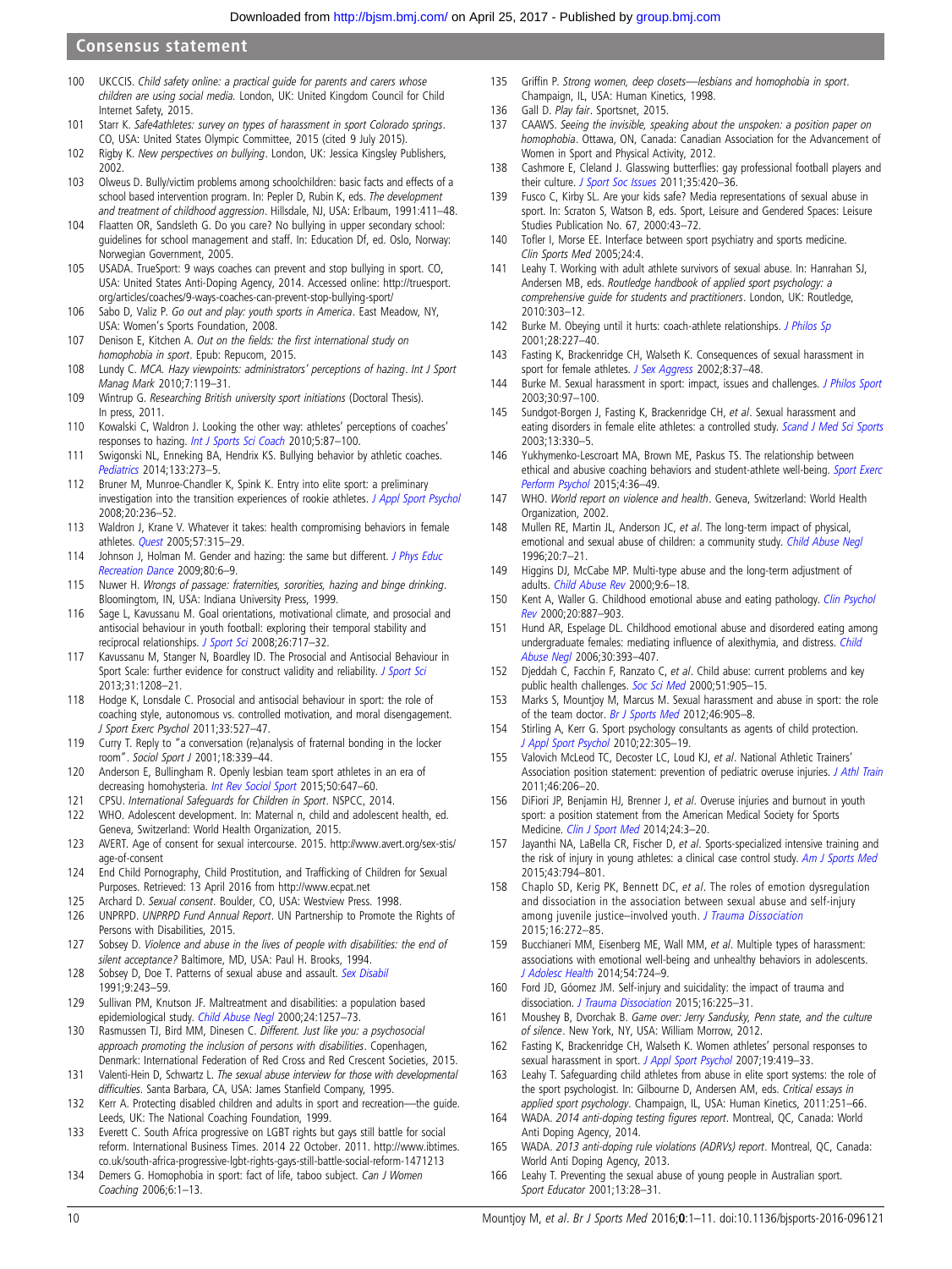100 UKCCIS. *Child safety online: a practical guide for parents and carers whose children are using social media*. London, UK: United Kingdom Council for Child Internet Safety, 2015.
101 Starr K. *Safe4athletes: survey on types of harassment in sport Colorado springs*. CO, USA: United States Olympic Committee, 2015 (cited 9 July 2015).
102 Rigby K. *New perspectives on bullying*. London, UK: Jessica Kingsley Publishers, 2002.
103 Olweus D. Bully/victim problems among schoolchildren: basic facts and effects of a school based intervention program. In: Pepler D, Rubin K, eds. *The development and treatment of childhood aggression*. Hillsdale, NJ, USA: Erlbaum, 1991:411–48.
104 Flaatten OR, Sandsleth G. Do you care? No bullying in upper secondary school: guidelines for school management and staff. In: Education Df, ed. Oslo, Norway: Norwegian Government, 2005.
105 USADA. TrueSport: 9 ways coaches can prevent and stop bullying in sport. CO, USA: United States Anti-Doping Agency, 2014. Accessed online: http://truesport.org/articles/coaches/9-ways-coaches-can-prevent-stop-bullying-sport/
106 Sabo D, Valiz P. *Go out and play: youth sports in America*. East Meadow, NY, USA: Women's Sports Foundation, 2008.
107 Denison E, Kitchen A. *Out on the fields: the first international study on homophobia in sport*. Epub: Repucom, 2015.
108 Lundy C. *MCA. Hazy viewpoints: administrators' perceptions of hazing*. Int J Sport Manag Mark 2010;7:119–31.
109 Wintrup G. *Researching British university sport initiations* (Doctoral Thesis). In press, 2011.
110 Kowalski C, Waldron J. Looking the other way: athletes' perceptions of coaches' responses to hazing. *Int J Sports Sci Coach* 2010;5:87–100.
111 Swigonski NL, Enneking BA, Hendrix KS. Bullying behavior by athletic coaches. *Pediatrics* 2014;133:273–5.
112 Bruner M, Munroe-Chandler K, Spink K. Entry into elite sport: a preliminary investigation into the transition experiences of rookie athletes. *J Appl Sport Psychol* 2008;20:236–52.
113 Waldron J, Krane V. Whatever it takes: health compromising behaviors in female athletes. *Quest* 2005;57:315–29.
114 Johnson J, Holman M. Gender and hazing: the same but different. *J Phys Educ Recreation Dance* 2009;80:6–9.
115 Nuwer H. *Wrongs of passage: fraternities, sororities, hazing and binge drinking*. Bloomington, IN, USA: Indiana University Press, 1999.
116 Sage L, Kavussanu M. Goal orientations, motivational climate, and prosocial and antisocial behaviour in youth football: exploring their temporal stability and reciprocal relationships. *J Sport Sci* 2008;26:717–32.
117 Kavussanu M, Stanger N, Boardley ID. The Prosocial and Antisocial Behaviour in Sport Scale: further evidence for construct validity and reliability. *J Sport Sci* 2013;31:1208–21.
118 Hodge K, Lonsdale C. Prosocial and antisocial behaviour in sport: the role of coaching style, autonomous vs. controlled motivation, and moral disengagement. *J Sport Exerc Psychol* 2011;33:527–47.
119 Curry T. Reply to "a conversation (re)analysis of fraternal bonding in the locker room". *Sociol Sport J* 2001;18:339–44.
120 Anderson E, Bullingham R. Openly lesbian team sport athletes in an era of decreasing homohysteria. *Int Rev Sociol Sport* 2015;50:647–60.
121 CPSU. *International Safeguards for Children in Sport*. NSPCC, 2014.
122 WHO. Adolescent development. In: Maternal n, child and adolescent health, ed. Geneva, Switzerland: World Health Organization, 2015.
123 AVERT. Age of consent for sexual intercourse. 2015. http://www.avert.org/sex-stis/age-of-consent
124 End Child Pornography, Child Prostitution, and Trafficking of Children for Sexual Purposes. Retrieved: 13 April 2016 from http://www.ecpat.net
125 Archard D. *Sexual consent*. Boulder, CO, USA: Westview Press. 1998.
126 UNPRPD. *UNPRPD Fund Annual Report*. UN Partnership to Promote the Rights of Persons with Disabilities, 2015.
127 Sobsey D. *Violence and abuse in the lives of people with disabilities: the end of silent acceptance?* Baltimore, MD, USA: Paul H. Brooks, 1994.
128 Sobsey D, Doe T. Patterns of sexual abuse and assault. *Sex Disabil* 1991;9:243–59.
129 Sullivan PM, Knutson JF. Maltreatment and disabilities: a population based epidemiological study. *Child Abuse Negl* 2000;24:1257–73.
130 Rasmussen TJ, Bird MM, Dinesen C. *Different. Just like you: a psychosocial approach promoting the inclusion of persons with disabilities*. Copenhagen, Denmark: International Federation of Red Cross and Red Crescent Societies, 2015.
131 Valenti-Hein D, Schwartz L. *The sexual abuse interview for those with developmental difficulties*. Santa Barbara, CA, USA: James Stanfield Company, 1995.
132 Kerr A. Protecting disabled children and adults in sport and recreation—the guide. Leeds, UK: The National Coaching Foundation, 1999.
133 Everett C. South Africa progressive on LGBT rights but gays still battle for social reform. International Business Times. 2014 22 October. 2011. http://www.ibtimes.co.uk/south-africa-progressive-lgbt-rights-gays-still-battle-social-reform-1471213
134 Demers G. Homophobia in sport: fact of life, taboo subject. *Can J Women Coaching* 2006;6:1–13.
135 Griffin P. *Strong women, deep closets—lesbians and homophobia in sport*. Champaign, IL, USA: Human Kinetics, 1998.
136 Gall D. *Play fair*. Sportsnet, 2015.
137 CAAWS. *Seeing the invisible, speaking about the unspoken: a position paper on homophobia*. Ottawa, ON, Canada: Canadian Association for the Advancement of Women in Sport and Physical Activity, 2012.
138 Cashmore E, Cleland J. Glasswing butterflies: gay professional football players and their culture. *J Sport Soc Issues* 2011;35:420–36.
139 Fusco C, Kirby SL. Are your kids safe? Media representations of sexual abuse in sport. In: Scraton S, Watson B, eds. Sport, Leisure and Gendered Spaces: Leisure Studies Publication No. 67, 2000:43–72.
140 Tofler I, Morse EE. Interface between sport psychiatry and sports medicine. *Clin Sports Med* 2005;24:4.
141 Leahy T. Working with adult athlete survivors of sexual abuse. In: Hanrahan SJ, Andersen MB, eds. *Routledge handbook of applied sport psychology: a comprehensive guide for students and practitioners*. London, UK: Routledge, 2010:303–12.
142 Burke M. Obeying until it hurts: coach-athlete relationships. *J Philos Sp* 2001;28:227–40.
143 Fasting K, Brackenridge CH, Walseth K. Consequences of sexual harassment in sport for female athletes. *J Sex Aggress* 2002;8:37–48.
144 Burke M. Sexual harassment in sport: impact, issues and challenges. *J Philos Sport* 2003;30:97–100.
145 Sundgot-Borgen J, Fasting K, Brackenridge CH, *et al*. Sexual harassment and eating disorders in female elite athletes: a controlled study. *Scand J Med Sci Sports* 2003;13:330–5.
146 Yukhymenko-Lescroart MA, Brown ME, Paskus TS. The relationship between ethical and abusive coaching behaviors and student-athlete well-being. *Sport Exerc Perform Psychol* 2015;4:36–49.
147 WHO. *World report on violence and health*. Geneva, Switzerland: World Health Organization, 2002.
148 Mullen RE, Martin JL, Anderson JC, *et al*. The long-term impact of physical, emotional and sexual abuse of children: a community study. *Child Abuse Negl* 1996;20:7–21.
149 Higgins DJ, McCabe MP. Multi-type abuse and the long-term adjustment of adults. *Child Abuse Rev* 2000;9:6–18.
150 Kent A, Waller G. Childhood emotional abuse and eating pathology. *Clin Psychol Rev* 2000;20:887–903.
151 Hund AR, Espelage DL. Childhood emotional abuse and disordered eating among undergraduate females: mediating influence of alexithymia, and distress. *Child Abuse Negl* 2006;30:393–407.
152 Djeddah C, Facchin F, Ranzato C, *et al*. Child abuse: current problems and key public health challenges. *Soc Sci Med* 2000;51:905–15.
153 Marks S, Mountjoy M, Marcus M. Sexual harassment and abuse in sport: the role of the team doctor. *Br J Sports Med* 2012;46:905–8.
154 Stirling A, Kerr G. Sport psychology consultants as agents of child protection. *J Appl Sport Psychol* 2010;22:305–19.
155 Valovich McLeod TC, Decoster LC, Loud KJ, *et al*. National Athletic Trainers' Association position statement: prevention of pediatric overuse injuries. *J Athl Train* 2011;46:206–20.
156 DiFiori JP, Benjamin HJ, Brenner J, *et al*. Overuse injuries and burnout in youth sport: a position statement from the American Medical Society for Sports Medicine. *Clin J Sport Med* 2014;24:3–20.
157 Jayanthi NA, LaBella CR, Fischer D, *et al*. Sports-specialized intensive training and the risk of injury in young athletes: a clinical case control study. *Am J Sports Med* 2015;43:794–801.
158 Chaplo SD, Kerig PK, Bennett DC, *et al*. The roles of emotion dysregulation and dissociation in the association between sexual abuse and self-injury among juvenile justice–involved youth. *J Trauma Dissociation* 2015;16:272–85.
159 Bucchianeri MM, Eisenberg ME, Wall MM, *et al*. Multiple types of harassment: associations with emotional well-being and unhealthy behaviors in adolescents. *J Adolesc Health* 2014;54:724–9.
160 Ford JD, Góomez JM. Self-injury and suicidality: the impact of trauma and dissociation. *J Trauma Dissociation* 2015;16:225–31.
161 Moushey B, Dvorchak B. *Game over: Jerry Sandusky, Penn state, and the culture of silence*. New York, NY, USA: William Morrow, 2012.
162 Fasting K, Brackenridge CH, Walseth K. Women athletes' personal responses to sexual harassment in sport. *J Appl Sport Psychol* 2007;19:419–33.
163 Leahy T. Safeguarding child athletes from abuse in elite sport systems: the role of the sport psychologist. In: Gilbourne D, Andersen MA, eds. *Critical essays in applied sport psychology*. Champaign, IL, USA: Human Kinetics, 2011:251–66.
164 WADA. *2014 anti-doping testing figures report*. Montreal, QC, Canada: World Anti Doping Agency, 2014.
165 WADA. *2013 anti-doping rule violations (ADRVs) report*. Montreal, QC, Canada: World Anti Doping Agency, 2013.
166 Leahy T. Preventing the sexual abuse of young people in Australian sport. *Sport Educator* 2001;13:28–31.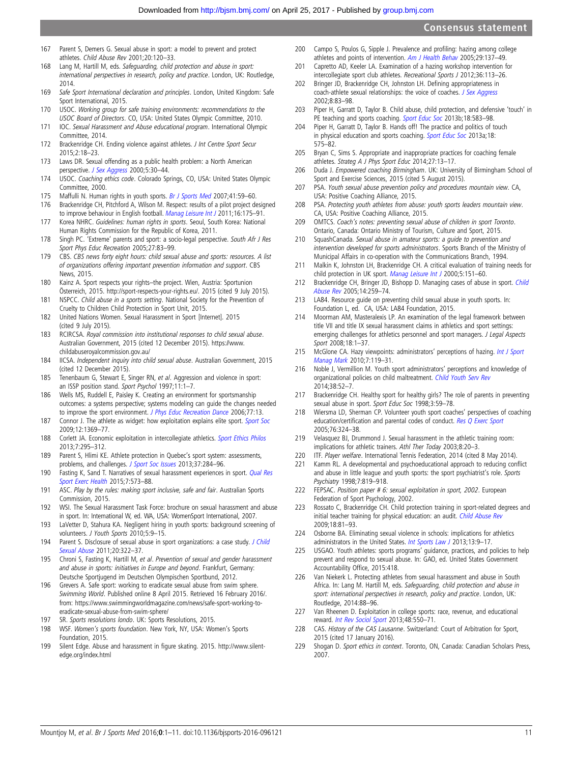167 Parent S, Demers G. Sexual abuse in sport: a model to prevent and protect athletes. *Child Abuse Rev* 2001;20:120–33.

168 Lang M, Hartill M, eds. *Safeguarding, child protection and abuse in sport: international perspectives in research, policy and practice*. London, UK: Routledge, 2014.

169 *Safe Sport International declaration and principles*. London, United Kingdom: Safe Sport International, 2015.

170 USOC. *Working group for safe training environments: recommendations to the USOC Board of Directors*. CO, USA: United States Olympic Committee, 2010.

171 IOC. *Sexual Harassment and Abuse educational program*. International Olympic Committee, 2014.

172 Brackenridge CH. Ending violence against athletes. *J Int Centre Sport Secur* 2015;2:18–23.

173 Laws DR. Sexual offending as a public health problem: a North American perspective. *J Sex Aggress* 2000;5:30–44.

174 USOC. *Coaching ethics code*. Colorado Springs, CO, USA: United States Olympic Committee, 2000.

175 Maffulli N. Human rights in youth sports. *Br J Sports Med* 2007;41:59–60.

176 Brackenridge CH, Pitchford A, Wilson M. Respect: results of a pilot project designed to improve behaviour in English football. *Manag Leisure Int J* 2011;16:175–91.

177 Korea NHRC. *Guidelines: human rights in sports*. Seoul, South Korea: National Human Rights Commission for the Republic of Korea, 2011.

178 Singh PC. 'Extreme' parents and sport: a socio-legal perspective. *South Afr J Res Sport Phys Educ Recreation* 2005;27:83–99.

179 CBS. *CBS news forty eight hours: child sexual abuse and sports: resources. A list of organizations offering important prevention information and support*. CBS News, 2015.

180 Kainz A. Sport respects your rights–the project. Wien, Austria: Sportunion Österreich, 2015. http://sport-respects-your-rights.eu/. 2015 (cited 9 July 2015).

181 NSPCC. *Child abuse in a sports setting*. National Society for the Prevention of Cruelty to Children Child Protection in Sport Unit, 2015.

182 United Nations Women. Sexual Harassment in Sport [Internet]. 2015 (cited 9 July 2015).

183 RCIRCSA. *Royal commission into institutional responses to child sexual abuse*. Australian Government, 2015 (cited 12 December 2015). https://www.childabuseroyalcommission.gov.au/

184 IICSA. *Independent inquiry into child sexual abuse*. Australian Government, 2015 (cited 12 December 2015).

185 Tenenbaum G, Stewart E, Singer RN, *et al*. Aggression and violence in sport: an ISSP position stand. *Sport Psychol* 1997;11:1–7.

186 Wells MS, Ruddell E, Paisley K. Creating an environment for sportsmanship outcomes: a systems perspective; systems modeling can guide the changes needed to improve the sport environment. *J Phys Educ Recreation Dance* 2006;77:13.

187 Connor J. The athlete as widget: how exploitation explains elite sport. *Sport Soc* 2009;12:1369–77.

188 Corlett JA. Economic exploitation in intercollegiate athletics. *Sport Ethics Philos* 2013;7:295–312.

189 Parent S, Hlimi KE. Athlete protection in Quebec's sport system: assessments, problems, and challenges. *J Sport Soc Issues* 2013;37:284–96.

190 Fasting K, Sand T. Narratives of sexual harassment experiences in sport. *Qual Res Sport Exerc Health* 2015;7:573–88.

191 ASC. *Play by the rules: making sport inclusive, safe and fair*. Australian Sports Commission, 2015.

192 WSI. The Sexual Harassment Task Force: brochure on sexual harassment and abuse in sport. In: International W, ed. WA, USA: WomenSport International, 2007.

193 LaVetter D, Stahura KA. Negligent hiring in youth sports: background screening of volunteers. *J Youth Sports* 2010;5:9–15.

194 Parent S. Disclosure of sexual abuse in sport organizations: a case study. *J Child Sexual Abuse* 2011;20:322–37.

195 Chroni S, Fasting K, Hartill M, *et al*. *Prevention of sexual and gender harassment and abuse in sports: initiatives in Europe and beyond*. Frankfurt, Germany: Deutsche Sportjugend im Deutschen Olympischen Sportbund, 2012.

196 Grevers A. Safe sport: working to eradicate sexual abuse from swim sphere. *Swimming World*. Published online 8 April 2015. Retrieved 16 February 2016/. from: https://www.swimmingworldmagazine.com/news/safe-sport-working-to-eradicate-sexual-abuse-from-swim-sphere/

197 SR. *Sports resolutions londo*. UK: Sports Resolutions, 2015.

198 WSF. *Women's sports foundation*. New York, NY, USA: Women's Sports Foundation, 2015.

199 Silent Edge. Abuse and harassment in figure skating. 2015. http://www.silent-edge.org/index.html

200 Campo S, Poulos G, Sipple J. Prevalence and profiling: hazing among college athletes and points of intervention. *Am J Health Behav* 2005;29:137–49.

201 Capretto AD, Keeler LA. Examination of a hazing workshop intervention for intercollegiate sport club athletes. *Recreational Sports J* 2012;36:113–26.

202 Bringer JD, Brackenridge CH, Johnston LH. Defining appropriateness in coach-athlete sexual relationships: the voice of coaches. *J Sex Aggress* 2002;8:83–98.

203 Piper H, Garratt D, Taylor B. Child abuse, child protection, and defensive 'touch' in PE teaching and sports coaching. *Sport Educ Soc* 2013b;18:583–98.

204 Piper H, Garratt D, Taylor B. Hands off! The practice and politics of touch in physical education and sports coaching. *Sport Educ Soc* 2013a;18:575–82.

205 Bryan C, Sims S. Appropriate and inappropriate practices for coaching female athletes. *Strateg A J Phys Sport Educ* 2014;27:13–17.

206 Duda J. *Empowered coaching Birmingham*. UK: University of Birmingham School of Sport and Exercise Sciences, 2015 (cited 5 August 2015).

207 PSA. *Youth sexual abuse prevention policy and procedures mountain view*. CA, USA: Positive Coaching Alliance, 2015.

208 PSA. *Protecting youth athletes from abuse: youth sports leaders mountain view*. CA, USA: Positive Coaching Alliance, 2015.

209 OMTCS. *Coach's notes: preventing sexual abuse of children in sport Toronto*. Ontario, Canada: Ontario Ministry of Tourism, Culture and Sport, 2015.

210 SquashCanada. *Sexual abuse in amateur sports: a guide to prevention and intervention developed for sports administrators*. Sports Branch of the Ministry of Municipal Affairs in co-operation with the Communications Branch, 1994.

211 Malkin K, Johnston LH, Brackenridge CH. A critical evaluation of training needs for child protection in UK sport. *Manag Leisure Int J* 2000;5:151–60.

212 Brackenridge CH, Bringer JD, Bishopp D. Managing cases of abuse in sport. *Child Abuse Rev* 2005;14:259–74.

213 LA84. Resource guide on preventing child sexual abuse in youth sports. In: Foundation L, ed. CA, USA: LA84 Foundation, 2015.

214 Moorman AM, Masteralexis LP. An examination of the legal framework between title VII and title IX sexual harassment claims in athletics and sport settings: emerging challenges for athletics personnel and sport managers. *J Legal Aspects Sport* 2008;18:1–37.

215 McGlone CA. Hazy viewpoints: administrators' perceptions of hazing. *Int J Sport Manag Mark* 2010;7:119–31.

216 Noble J, Vermillion M. Youth sport administrators' perceptions and knowledge of organizational policies on child maltreatment. *Child Youth Serv Rev* 2014;38:52–7.

217 Brackenridge CH. Healthy sport for healthy girls? The role of parents in preventing sexual abuse in sport. *Sport Educ Soc* 1998;3:59–78.

218 Wiersma LD, Sherman CP. Volunteer youth sport coaches' perspectives of coaching education/certification and parental codes of conduct. *Res Q Exerc Sport* 2005;76:324–38.

219 Velasquez BJ, Drummond J. Sexual harassment in the athletic training room: implications for athletic trainers. *Athl Ther Today* 2003;8:20–3.

220 ITF. *Player welfare*. International Tennis Federation, 2014 (cited 8 May 2014).

221 Kamm RL. A developmental and psychoeducational approach to reducing conflict and abuse in little league and youth sports: the sport psychiatrist's role. *Sports Psychiatry* 1998;7:819–918.

222 FEPSAC. *Position paper # 6: sexual exploitation in sport, 2002*. European Federation of Sport Psychology, 2002.

223 Rossato C, Brackenridge CH. Child protection training in sport-related degrees and initial teacher training for physical education: an audit. *Child Abuse Rev* 2009;18:81–93.

224 Osborne BA. Eliminating sexual violence in schools: implications for athletics administrators in the United States. *Int Sports Law J* 2013;13:9–17.

225 USGAO. Youth athletes: sports programs' guidance, practices, and policies to help prevent and respond to sexual abuse. In: GAO, ed. United States Government Accountability Office, 2015:418.

226 Van Niekerk L. Protecting athletes from sexual harassment and abuse in South Africa. In: Lang M. Hartill M, eds. *Safeguarding, child protection and abuse in sport: international perspectives in research, policy and practice*. London, UK: Routledge, 2014:88–96.

227 Van Rheenen D. Exploitation in college sports: race, revenue, and educational reward. *Int Rev Sociol Sport* 2013;48:550–71.

228 CAS. *History of the CAS Lausanne*. Switzerland: Court of Arbitration for Sport, 2015 (cited 17 January 2016).

229 Shogan D. *Sport ethics in context*. Toronto, ON, Canada: Canadian Scholars Press, 2007.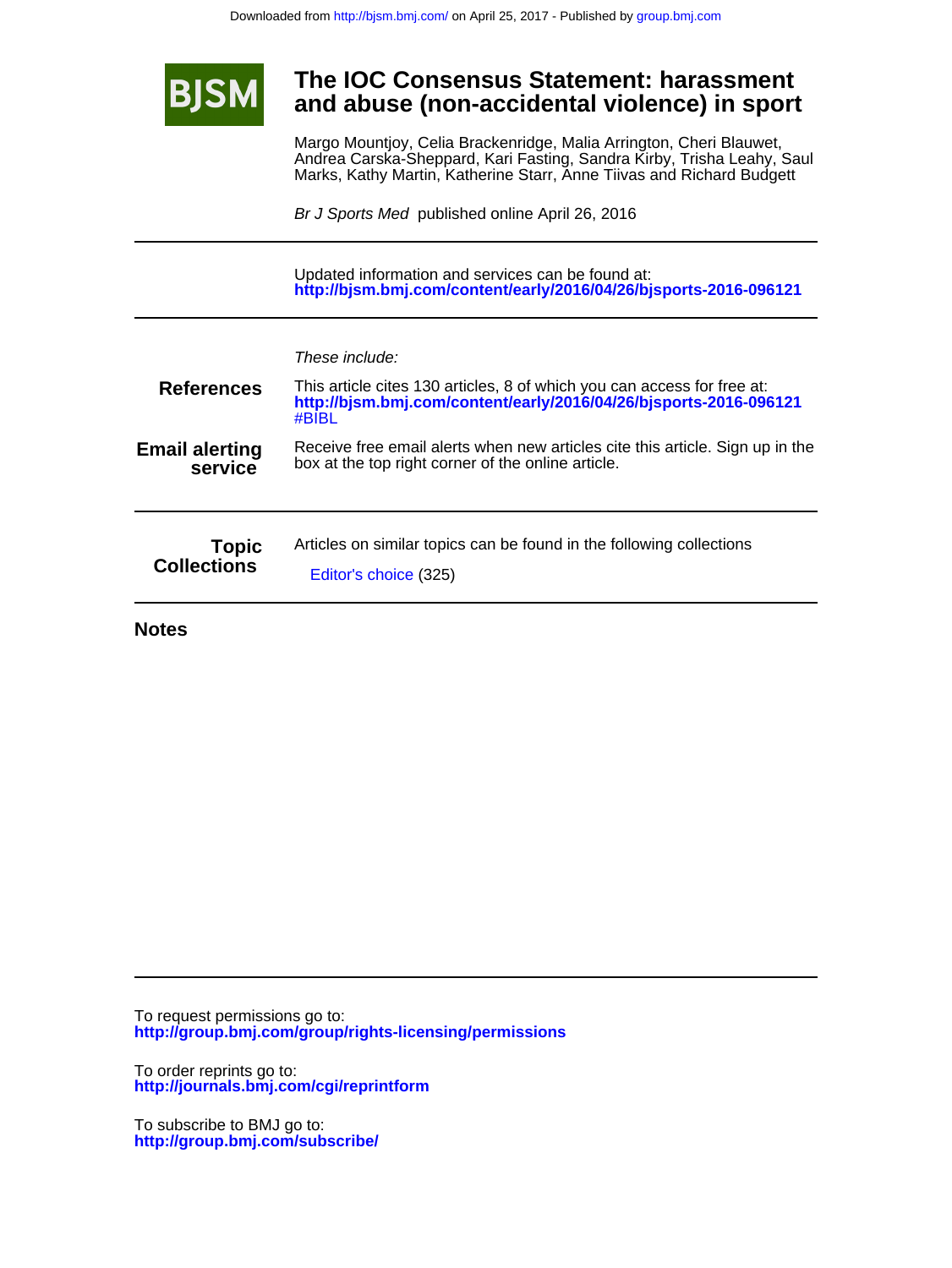Downloaded from http://bjsm.bmj.com/ on April 25, 2017 - Published by group.bmj.com

BJSM

# The IOC Consensus Statement: harassment and abuse (non-accidental violence) in sport

Margo Mountjoy, Celia Brackenridge, Malia Arrington, Cheri Blauwet, Andrea Carska-Sheppard, Kari Fasting, Sandra Kirby, Trisha Leahy, Saul Marks, Kathy Martin, Katherine Starr, Anne Tiivas and Richard Budgett

*Br J Sports Med* published online April 26, 2016

Updated information and services can be found at:
**http://bjsm.bmj.com/content/early/2016/04/26/bjsports-2016-096121**

*These include:*

**References**

This article cites 130 articles, 8 of which you can access for free at:
**http://bjsm.bmj.com/content/early/2016/04/26/bjsports-2016-096121#BIBL**

**Email alerting service**

Receive free email alerts when new articles cite this article. Sign up in the box at the top right corner of the online article.

**Topic Collections**

Articles on similar topics can be found in the following collections

Editor's choice (325)

## Notes

To request permissions go to:
**http://group.bmj.com/group/rights-licensing/permissions**

To order reprints go to:
**http://journals.bmj.com/cgi/reprintform**

To subscribe to BMJ go to:
**http://group.bmj.com/subscribe/**